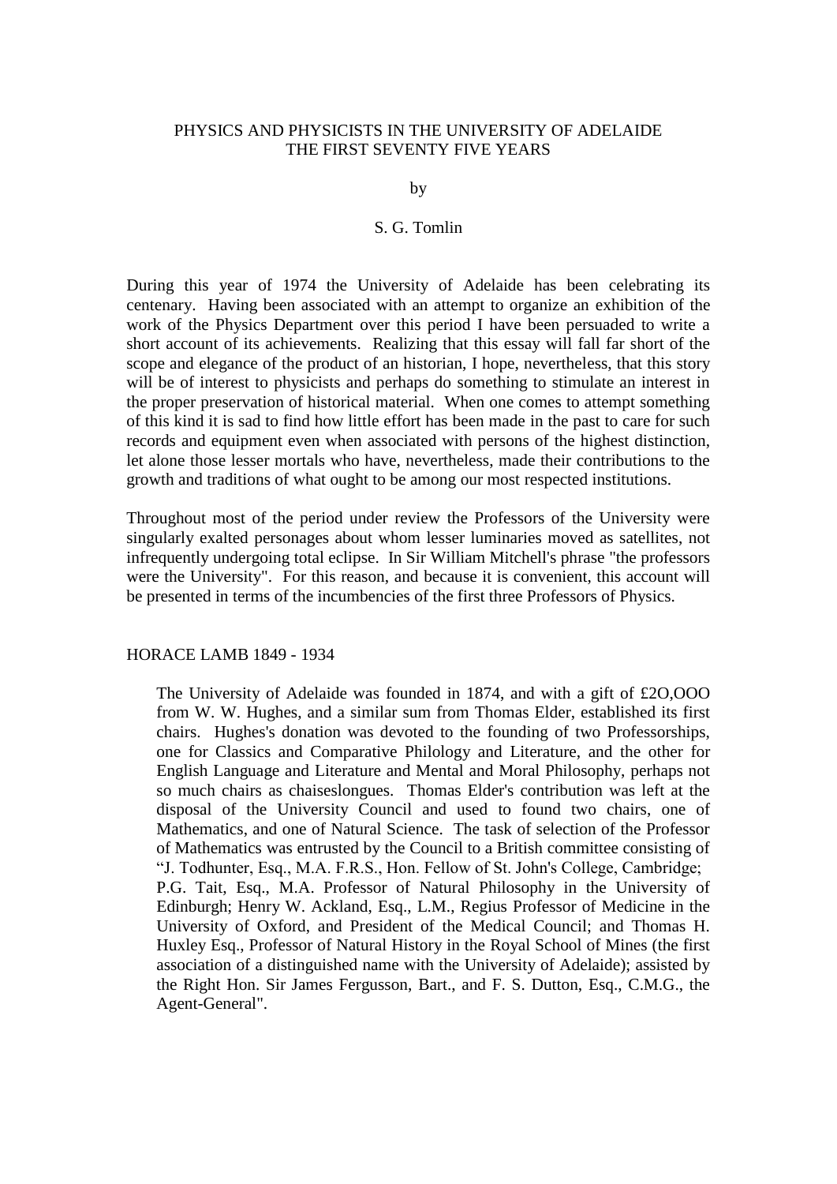# PHYSICS AND PHYSICISTS IN THE UNIVERSITY OF ADELAIDE THE FIRST SEVENTY FIVE YEARS

by

S. G. Tomlin

During this year of 1974 the University of Adelaide has been celebrating its centenary. Having been associated with an attempt to organize an exhibition of the work of the Physics Department over this period I have been persuaded to write a short account of its achievements. Realizing that this essay will fall far short of the scope and elegance of the product of an historian, I hope, nevertheless, that this story will be of interest to physicists and perhaps do something to stimulate an interest in the proper preservation of historical material. When one comes to attempt something of this kind it is sad to find how little effort has been made in the past to care for such records and equipment even when associated with persons of the highest distinction, let alone those lesser mortals who have, nevertheless, made their contributions to the growth and traditions of what ought to be among our most respected institutions.

Throughout most of the period under review the Professors of the University were singularly exalted personages about whom lesser luminaries moved as satellites, not infrequently undergoing total eclipse. In Sir William Mitchell's phrase "the professors were the University". For this reason, and because it is convenient, this account will be presented in terms of the incumbencies of the first three Professors of Physics.

## HORACE LAMB 1849 - 1934

The University of Adelaide was founded in 1874, and with a gift of £2O,OOO from W. W. Hughes, and a similar sum from Thomas Elder, established its first chairs. Hughes's donation was devoted to the founding of two Professorships, one for Classics and Comparative Philology and Literature, and the other for English Language and Literature and Mental and Moral Philosophy, perhaps not so much chairs as chaiseslongues. Thomas Elder's contribution was left at the disposal of the University Council and used to found two chairs, one of Mathematics, and one of Natural Science. The task of selection of the Professor of Mathematics was entrusted by the Council to a British committee consisting of "J. Todhunter, Esq., M.A. F.R.S., Hon. Fellow of St. John's College, Cambridge; P.G. Tait, Esq., M.A. Professor of Natural Philosophy in the University of Edinburgh; Henry W. Ackland, Esq., L.M., Regius Professor of Medicine in the University of Oxford, and President of the Medical Council; and Thomas H. Huxley Esq., Professor of Natural History in the Royal School of Mines (the first association of a distinguished name with the University of Adelaide); assisted by the Right Hon. Sir James Fergusson, Bart., and F. S. Dutton, Esq., C.M.G., the Agent-General".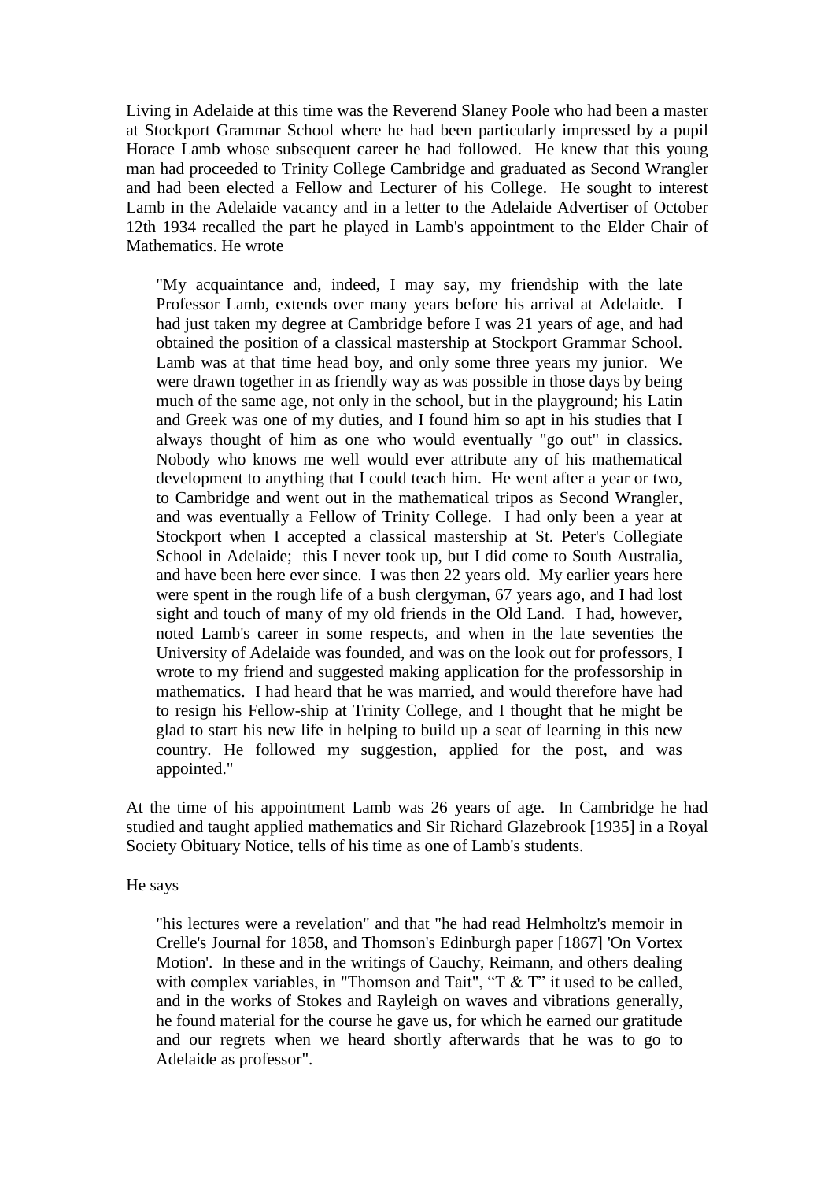Living in Adelaide at this time was the Reverend Slaney Poole who had been a master at Stockport Grammar School where he had been particularly impressed by a pupil Horace Lamb whose subsequent career he had followed. He knew that this young man had proceeded to Trinity College Cambridge and graduated as Second Wrangler and had been elected a Fellow and Lecturer of his College. He sought to interest Lamb in the Adelaide vacancy and in a letter to the Adelaide Advertiser of October 12th 1934 recalled the part he played in Lamb's appointment to the Elder Chair of Mathematics. He wrote

> "My acquaintance and, indeed, I may say, my friendship with the late Professor Lamb, extends over many years before his arrival at Adelaide. I had just taken my degree at Cambridge before I was 21 years of age, and had obtained the position of a classical mastership at Stockport Grammar School. Lamb was at that time head boy, and only some three years my junior. We were drawn together in as friendly way as was possible in those days by being much of the same age, not only in the school, but in the playground; his Latin and Greek was one of my duties, and I found him so apt in his studies that I always thought of him as one who would eventually "go out" in classics. Nobody who knows me well would ever attribute any of his mathematical development to anything that I could teach him. He went after a year or two, to Cambridge and went out in the mathematical tripos as Second Wrangler, and was eventually a Fellow of Trinity College. I had only been a year at Stockport when I accepted a classical mastership at St. Peter's Collegiate School in Adelaide; this I never took up, but I did come to South Australia, and have been here ever since. I was then 22 years old. My earlier years here were spent in the rough life of a bush clergyman, 67 years ago, and I had lost sight and touch of many of my old friends in the Old Land. I had, however, noted Lamb's career in some respects, and when in the late seventies the University of Adelaide was founded, and was on the look out for professors, I wrote to my friend and suggested making application for the professorship in mathematics. I had heard that he was married, and would therefore have had to resign his Fellow-ship at Trinity College, and I thought that he might be glad to start his new life in helping to build up a seat of learning in this new country. He followed my suggestion, applied for the post, and was appointed."

At the time of his appointment Lamb was 26 years of age. In Cambridge he had studied and taught applied mathematics and Sir Richard Glazebrook [1935] in a Royal Society Obituary Notice, tells of his time as one of Lamb's students.

He says

> "his lectures were a revelation" and that "he had read Helmholtz's memoir in Crelle's Journal for 1858, and Thomson's Edinburgh paper [1867] 'On Vortex Motion'. In these and in the writings of Cauchy, Reimann, and others dealing with complex variables, in "Thomson and Tait", "T & T" it used to be called, and in the works of Stokes and Rayleigh on waves and vibrations generally, he found material for the course he gave us, for which he earned our gratitude and our regrets when we heard shortly afterwards that he was to go to Adelaide as professor".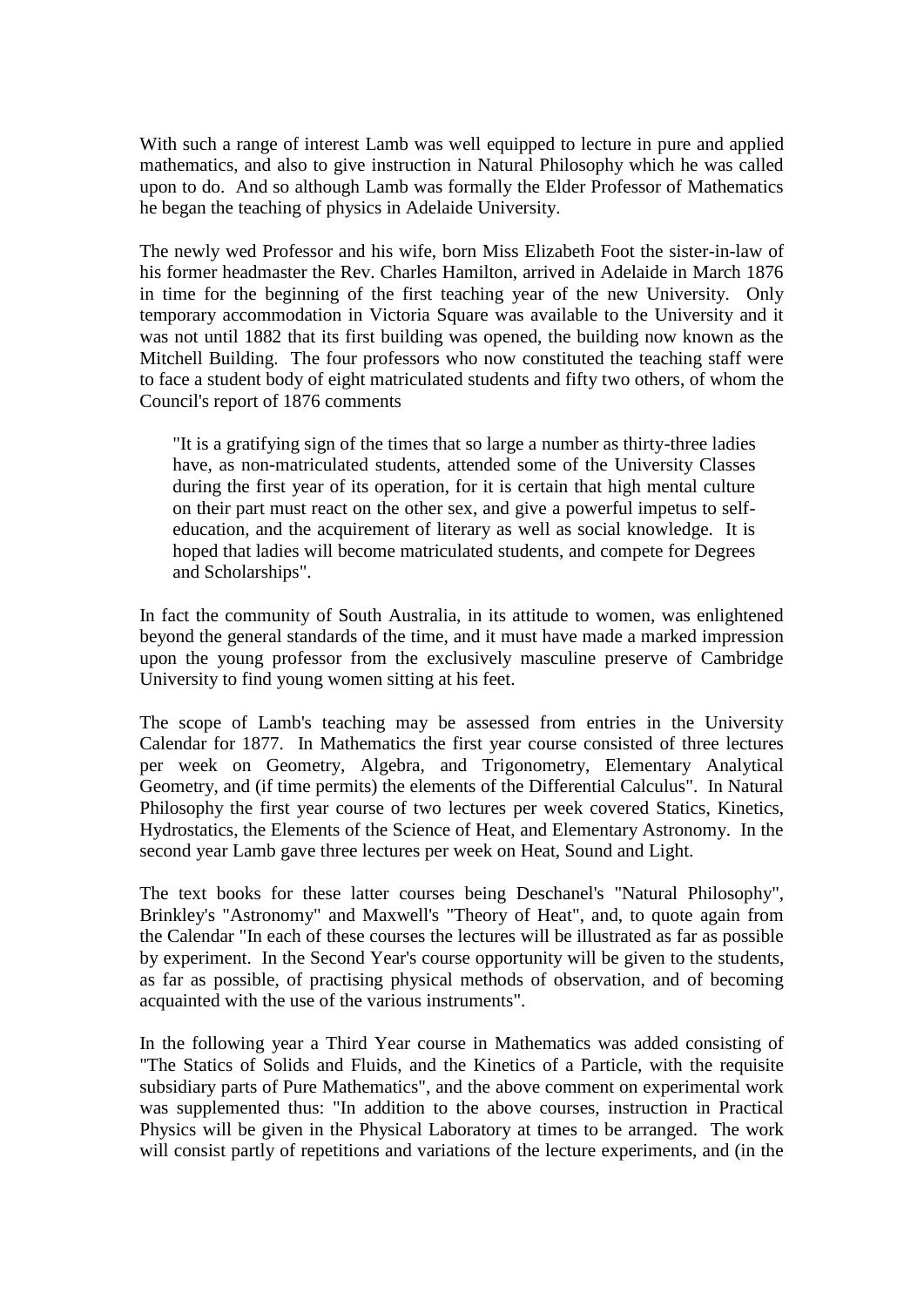With such a range of interest Lamb was well equipped to lecture in pure and applied mathematics, and also to give instruction in Natural Philosophy which he was called upon to do. And so although Lamb was formally the Elder Professor of Mathematics he began the teaching of physics in Adelaide University.

The newly wed Professor and his wife, born Miss Elizabeth Foot the sister-in-law of his former headmaster the Rev. Charles Hamilton, arrived in Adelaide in March 1876 in time for the beginning of the first teaching year of the new University. Only temporary accommodation in Victoria Square was available to the University and it was not until 1882 that its first building was opened, the building now known as the Mitchell Building. The four professors who now constituted the teaching staff were to face a student body of eight matriculated students and fifty two others, of whom the Council's report of 1876 comments

> "It is a gratifying sign of the times that so large a number as thirty-three ladies have, as non-matriculated students, attended some of the University Classes during the first year of its operation, for it is certain that high mental culture on their part must react on the other sex, and give a powerful impetus to self-education, and the acquirement of literary as well as social knowledge. It is hoped that ladies will become matriculated students, and compete for Degrees and Scholarships".

In fact the community of South Australia, in its attitude to women, was enlightened beyond the general standards of the time, and it must have made a marked impression upon the young professor from the exclusively masculine preserve of Cambridge University to find young women sitting at his feet.

The scope of Lamb's teaching may be assessed from entries in the University Calendar for 1877. In Mathematics the first year course consisted of three lectures per week on Geometry, Algebra, and Trigonometry, Elementary Analytical Geometry, and (if time permits) the elements of the Differential Calculus". In Natural Philosophy the first year course of two lectures per week covered Statics, Kinetics, Hydrostatics, the Elements of the Science of Heat, and Elementary Astronomy. In the second year Lamb gave three lectures per week on Heat, Sound and Light.

The text books for these latter courses being Deschanel's "Natural Philosophy", Brinkley's "Astronomy" and Maxwell's "Theory of Heat", and, to quote again from the Calendar "In each of these courses the lectures will be illustrated as far as possible by experiment. In the Second Year's course opportunity will be given to the students, as far as possible, of practising physical methods of observation, and of becoming acquainted with the use of the various instruments".

In the following year a Third Year course in Mathematics was added consisting of "The Statics of Solids and Fluids, and the Kinetics of a Particle, with the requisite subsidiary parts of Pure Mathematics", and the above comment on experimental work was supplemented thus: "In addition to the above courses, instruction in Practical Physics will be given in the Physical Laboratory at times to be arranged. The work will consist partly of repetitions and variations of the lecture experiments, and (in the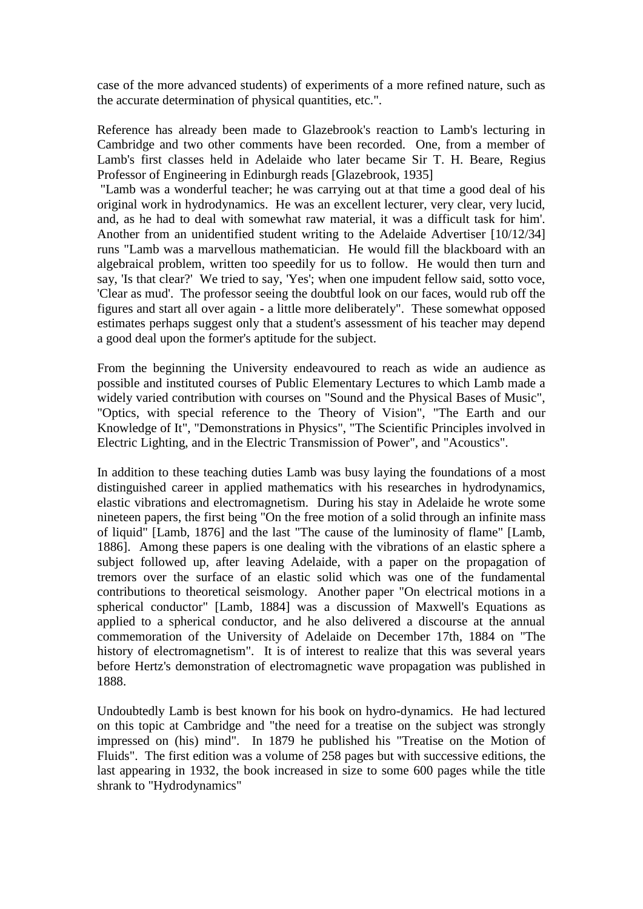case of the more advanced students) of experiments of a more refined nature, such as the accurate determination of physical quantities, etc.".

Reference has already been made to Glazebrook's reaction to Lamb's lecturing in Cambridge and two other comments have been recorded. One, from a member of Lamb's first classes held in Adelaide who later became Sir T. H. Beare, Regius Professor of Engineering in Edinburgh reads [Glazebrook, 1935]

"Lamb was a wonderful teacher; he was carrying out at that time a good deal of his original work in hydrodynamics. He was an excellent lecturer, very clear, very lucid, and, as he had to deal with somewhat raw material, it was a difficult task for him'. Another from an unidentified student writing to the Adelaide Advertiser [10/12/34] runs "Lamb was a marvellous mathematician. He would fill the blackboard with an algebraical problem, written too speedily for us to follow. He would then turn and say, 'Is that clear?' We tried to say, 'Yes'; when one impudent fellow said, sotto voce, 'Clear as mud'. The professor seeing the doubtful look on our faces, would rub off the figures and start all over again - a little more deliberately". These somewhat opposed estimates perhaps suggest only that a student's assessment of his teacher may depend a good deal upon the former's aptitude for the subject.

From the beginning the University endeavoured to reach as wide an audience as possible and instituted courses of Public Elementary Lectures to which Lamb made a widely varied contribution with courses on "Sound and the Physical Bases of Music", "Optics, with special reference to the Theory of Vision", "The Earth and our Knowledge of It", "Demonstrations in Physics", "The Scientific Principles involved in Electric Lighting, and in the Electric Transmission of Power", and "Acoustics".

In addition to these teaching duties Lamb was busy laying the foundations of a most distinguished career in applied mathematics with his researches in hydrodynamics, elastic vibrations and electromagnetism. During his stay in Adelaide he wrote some nineteen papers, the first being "On the free motion of a solid through an infinite mass of liquid" [Lamb, 1876] and the last "The cause of the luminosity of flame" [Lamb, 1886]. Among these papers is one dealing with the vibrations of an elastic sphere a subject followed up, after leaving Adelaide, with a paper on the propagation of tremors over the surface of an elastic solid which was one of the fundamental contributions to theoretical seismology. Another paper "On electrical motions in a spherical conductor" [Lamb, 1884] was a discussion of Maxwell's Equations as applied to a spherical conductor, and he also delivered a discourse at the annual commemoration of the University of Adelaide on December 17th, 1884 on "The history of electromagnetism". It is of interest to realize that this was several years before Hertz's demonstration of electromagnetic wave propagation was published in 1888.

Undoubtedly Lamb is best known for his book on hydro-dynamics. He had lectured on this topic at Cambridge and "the need for a treatise on the subject was strongly impressed on (his) mind". In 1879 he published his "Treatise on the Motion of Fluids". The first edition was a volume of 258 pages but with successive editions, the last appearing in 1932, the book increased in size to some 600 pages while the title shrank to "Hydrodynamics"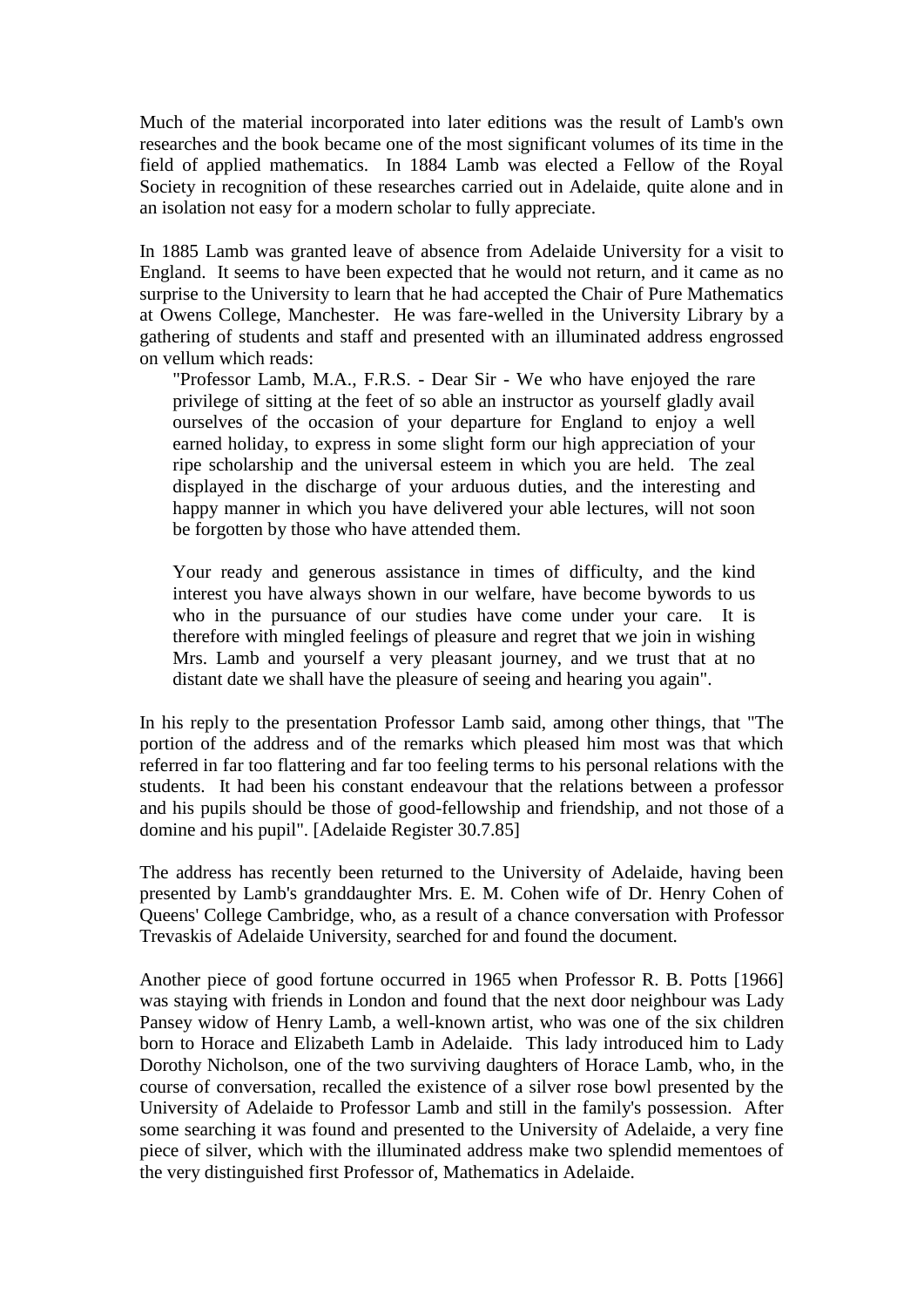Much of the material incorporated into later editions was the result of Lamb's own researches and the book became one of the most significant volumes of its time in the field of applied mathematics. In 1884 Lamb was elected a Fellow of the Royal Society in recognition of these researches carried out in Adelaide, quite alone and in an isolation not easy for a modern scholar to fully appreciate.

In 1885 Lamb was granted leave of absence from Adelaide University for a visit to England. It seems to have been expected that he would not return, and it came as no surprise to the University to learn that he had accepted the Chair of Pure Mathematics at Owens College, Manchester. He was fare-welled in the University Library by a gathering of students and staff and presented with an illuminated address engrossed on vellum which reads:

> "Professor Lamb, M.A., F.R.S. - Dear Sir - We who have enjoyed the rare privilege of sitting at the feet of so able an instructor as yourself gladly avail ourselves of the occasion of your departure for England to enjoy a well earned holiday, to express in some slight form our high appreciation of your ripe scholarship and the universal esteem in which you are held. The zeal displayed in the discharge of your arduous duties, and the interesting and happy manner in which you have delivered your able lectures, will not soon be forgotten by those who have attended them.
>
> Your ready and generous assistance in times of difficulty, and the kind interest you have always shown in our welfare, have become bywords to us who in the pursuance of our studies have come under your care. It is therefore with mingled feelings of pleasure and regret that we join in wishing Mrs. Lamb and yourself a very pleasant journey, and we trust that at no distant date we shall have the pleasure of seeing and hearing you again".

In his reply to the presentation Professor Lamb said, among other things, that "The portion of the address and of the remarks which pleased him most was that which referred in far too flattering and far too feeling terms to his personal relations with the students. It had been his constant endeavour that the relations between a professor and his pupils should be those of good-fellowship and friendship, and not those of a domine and his pupil". [Adelaide Register 30.7.85]

The address has recently been returned to the University of Adelaide, having been presented by Lamb's granddaughter Mrs. E. M. Cohen wife of Dr. Henry Cohen of Queens' College Cambridge, who, as a result of a chance conversation with Professor Trevaskis of Adelaide University, searched for and found the document.

Another piece of good fortune occurred in 1965 when Professor R. B. Potts [1966] was staying with friends in London and found that the next door neighbour was Lady Pansey widow of Henry Lamb, a well-known artist, who was one of the six children born to Horace and Elizabeth Lamb in Adelaide. This lady introduced him to Lady Dorothy Nicholson, one of the two surviving daughters of Horace Lamb, who, in the course of conversation, recalled the existence of a silver rose bowl presented by the University of Adelaide to Professor Lamb and still in the family's possession. After some searching it was found and presented to the University of Adelaide, a very fine piece of silver, which with the illuminated address make two splendid mementoes of the very distinguished first Professor of, Mathematics in Adelaide.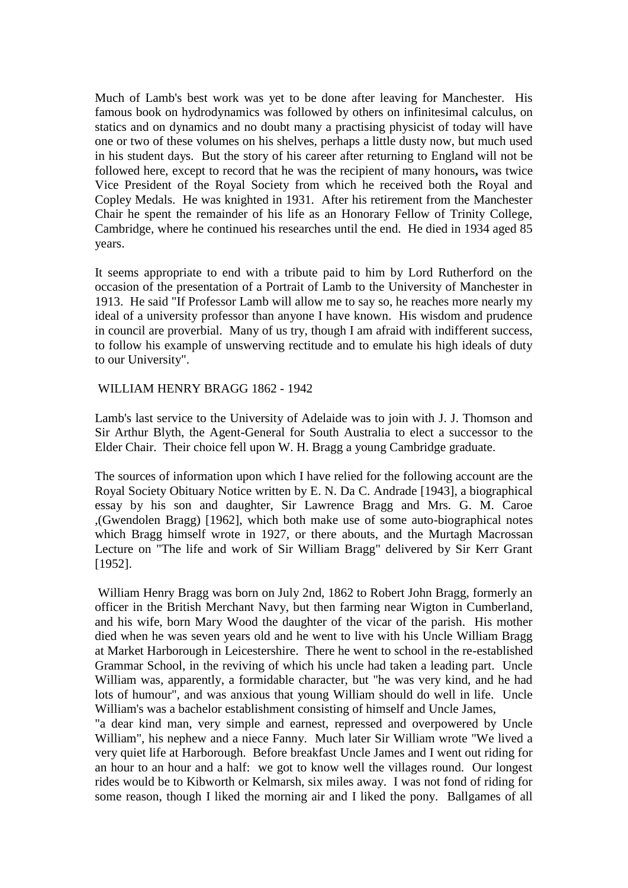Much of Lamb's best work was yet to be done after leaving for Manchester. His famous book on hydrodynamics was followed by others on infinitesimal calculus, on statics and on dynamics and no doubt many a practising physicist of today will have one or two of these volumes on his shelves, perhaps a little dusty now, but much used in his student days. But the story of his career after returning to England will not be followed here, except to record that he was the recipient of many honours**,** was twice Vice President of the Royal Society from which he received both the Royal and Copley Medals. He was knighted in 1931. After his retirement from the Manchester Chair he spent the remainder of his life as an Honorary Fellow of Trinity College, Cambridge, where he continued his researches until the end. He died in 1934 aged 85 years.

It seems appropriate to end with a tribute paid to him by Lord Rutherford on the occasion of the presentation of a Portrait of Lamb to the University of Manchester in 1913. He said "If Professor Lamb will allow me to say so, he reaches more nearly my ideal of a university professor than anyone I have known. His wisdom and prudence in council are proverbial. Many of us try, though I am afraid with indifferent success, to follow his example of unswerving rectitude and to emulate his high ideals of duty to our University".

## WILLIAM HENRY BRAGG 1862 - 1942

Lamb's last service to the University of Adelaide was to join with J. J. Thomson and Sir Arthur Blyth, the Agent-General for South Australia to elect a successor to the Elder Chair. Their choice fell upon W. H. Bragg a young Cambridge graduate.

The sources of information upon which I have relied for the following account are the Royal Society Obituary Notice written by E. N. Da C. Andrade [1943], a biographical essay by his son and daughter, Sir Lawrence Bragg and Mrs. G. M. Caroe ,(Gwendolen Bragg) [1962], which both make use of some auto-biographical notes which Bragg himself wrote in 1927, or there abouts, and the Murtagh Macrossan Lecture on "The life and work of Sir William Bragg" delivered by Sir Kerr Grant [1952].

William Henry Bragg was born on July 2nd, 1862 to Robert John Bragg, formerly an officer in the British Merchant Navy, but then farming near Wigton in Cumberland, and his wife, born Mary Wood the daughter of the vicar of the parish. His mother died when he was seven years old and he went to live with his Uncle William Bragg at Market Harborough in Leicestershire. There he went to school in the re-established Grammar School, in the reviving of which his uncle had taken a leading part. Uncle William was, apparently, a formidable character, but "he was very kind, and he had lots of humour", and was anxious that young William should do well in life. Uncle William's was a bachelor establishment consisting of himself and Uncle James, "a dear kind man, very simple and earnest, repressed and overpowered by Uncle William", his nephew and a niece Fanny. Much later Sir William wrote "We lived a very quiet life at Harborough. Before breakfast Uncle James and I went out riding for an hour to an hour and a half: we got to know well the villages round. Our longest rides would be to Kibworth or Kelmarsh, six miles away. I was not fond of riding for some reason, though I liked the morning air and I liked the pony. Ballgames of all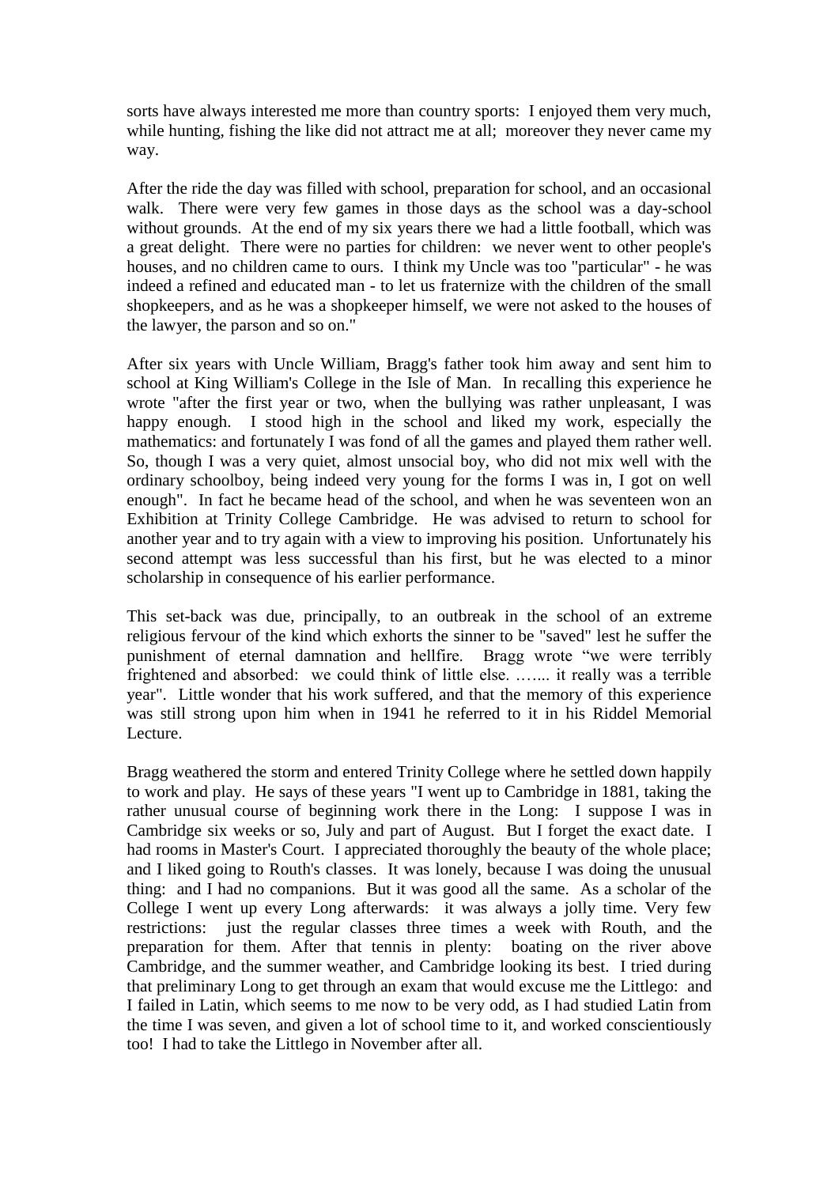sorts have always interested me more than country sports: I enjoyed them very much, while hunting, fishing the like did not attract me at all; moreover they never came my way.

After the ride the day was filled with school, preparation for school, and an occasional walk. There were very few games in those days as the school was a day-school without grounds. At the end of my six years there we had a little football, which was a great delight. There were no parties for children: we never went to other people's houses, and no children came to ours. I think my Uncle was too "particular" - he was indeed a refined and educated man - to let us fraternize with the children of the small shopkeepers, and as he was a shopkeeper himself, we were not asked to the houses of the lawyer, the parson and so on."

After six years with Uncle William, Bragg's father took him away and sent him to school at King William's College in the Isle of Man. In recalling this experience he wrote "after the first year or two, when the bullying was rather unpleasant, I was happy enough. I stood high in the school and liked my work, especially the mathematics: and fortunately I was fond of all the games and played them rather well. So, though I was a very quiet, almost unsocial boy, who did not mix well with the ordinary schoolboy, being indeed very young for the forms I was in, I got on well enough". In fact he became head of the school, and when he was seventeen won an Exhibition at Trinity College Cambridge. He was advised to return to school for another year and to try again with a view to improving his position. Unfortunately his second attempt was less successful than his first, but he was elected to a minor scholarship in consequence of his earlier performance.

This set-back was due, principally, to an outbreak in the school of an extreme religious fervour of the kind which exhorts the sinner to be "saved" lest he suffer the punishment of eternal damnation and hellfire. Bragg wrote "we were terribly frightened and absorbed: we could think of little else. …..... it really was a terrible year". Little wonder that his work suffered, and that the memory of this experience was still strong upon him when in 1941 he referred to it in his Riddel Memorial Lecture.

Bragg weathered the storm and entered Trinity College where he settled down happily to work and play. He says of these years "I went up to Cambridge in 1881, taking the rather unusual course of beginning work there in the Long: I suppose I was in Cambridge six weeks or so, July and part of August. But I forget the exact date. I had rooms in Master's Court. I appreciated thoroughly the beauty of the whole place; and I liked going to Routh's classes. It was lonely, because I was doing the unusual thing: and I had no companions. But it was good all the same. As a scholar of the College I went up every Long afterwards: it was always a jolly time. Very few restrictions: just the regular classes three times a week with Routh, and the preparation for them. After that tennis in plenty: boating on the river above Cambridge, and the summer weather, and Cambridge looking its best. I tried during that preliminary Long to get through an exam that would excuse me the Littlego: and I failed in Latin, which seems to me now to be very odd, as I had studied Latin from the time I was seven, and given a lot of school time to it, and worked conscientiously too! I had to take the Littlego in November after all.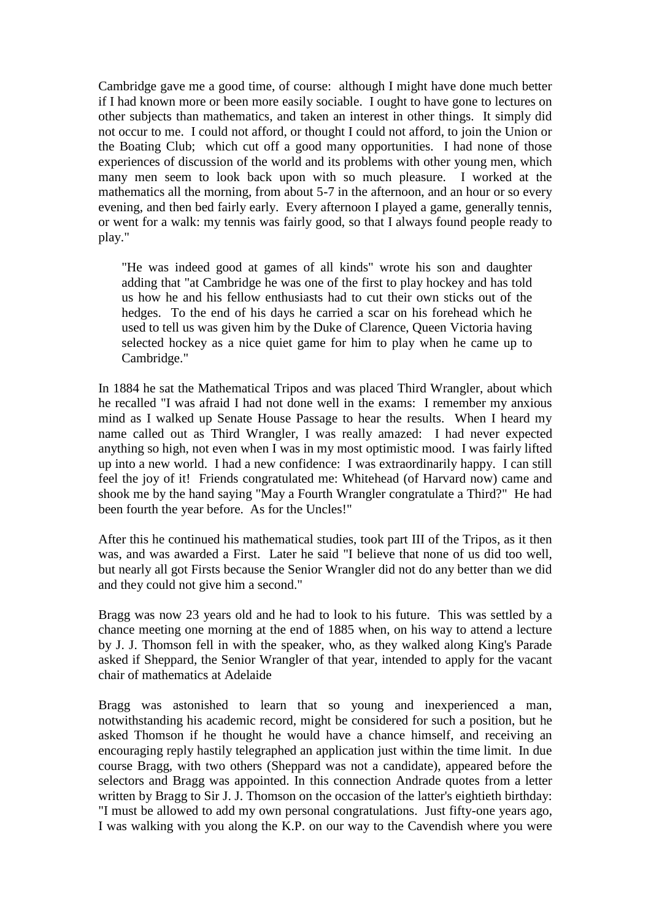Cambridge gave me a good time, of course: although I might have done much better if I had known more or been more easily sociable. I ought to have gone to lectures on other subjects than mathematics, and taken an interest in other things. It simply did not occur to me. I could not afford, or thought I could not afford, to join the Union or the Boating Club; which cut off a good many opportunities. I had none of those experiences of discussion of the world and its problems with other young men, which many men seem to look back upon with so much pleasure. I worked at the mathematics all the morning, from about 5-7 in the afternoon, and an hour or so every evening, and then bed fairly early. Every afternoon I played a game, generally tennis, or went for a walk: my tennis was fairly good, so that I always found people ready to play."

> "He was indeed good at games of all kinds" wrote his son and daughter adding that "at Cambridge he was one of the first to play hockey and has told us how he and his fellow enthusiasts had to cut their own sticks out of the hedges. To the end of his days he carried a scar on his forehead which he used to tell us was given him by the Duke of Clarence, Queen Victoria having selected hockey as a nice quiet game for him to play when he came up to Cambridge."

In 1884 he sat the Mathematical Tripos and was placed Third Wrangler, about which he recalled "I was afraid I had not done well in the exams: I remember my anxious mind as I walked up Senate House Passage to hear the results. When I heard my name called out as Third Wrangler, I was really amazed: I had never expected anything so high, not even when I was in my most optimistic mood. I was fairly lifted up into a new world. I had a new confidence: I was extraordinarily happy. I can still feel the joy of it! Friends congratulated me: Whitehead (of Harvard now) came and shook me by the hand saying "May a Fourth Wrangler congratulate a Third?" He had been fourth the year before. As for the Uncles!"

After this he continued his mathematical studies, took part III of the Tripos, as it then was, and was awarded a First. Later he said "I believe that none of us did too well, but nearly all got Firsts because the Senior Wrangler did not do any better than we did and they could not give him a second."

Bragg was now 23 years old and he had to look to his future. This was settled by a chance meeting one morning at the end of 1885 when, on his way to attend a lecture by J. J. Thomson fell in with the speaker, who, as they walked along King's Parade asked if Sheppard, the Senior Wrangler of that year, intended to apply for the vacant chair of mathematics at Adelaide

Bragg was astonished to learn that so young and inexperienced a man, notwithstanding his academic record, might be considered for such a position, but he asked Thomson if he thought he would have a chance himself, and receiving an encouraging reply hastily telegraphed an application just within the time limit. In due course Bragg, with two others (Sheppard was not a candidate), appeared before the selectors and Bragg was appointed. In this connection Andrade quotes from a letter written by Bragg to Sir J. J. Thomson on the occasion of the latter's eightieth birthday: "I must be allowed to add my own personal congratulations. Just fifty-one years ago, I was walking with you along the K.P. on our way to the Cavendish where you were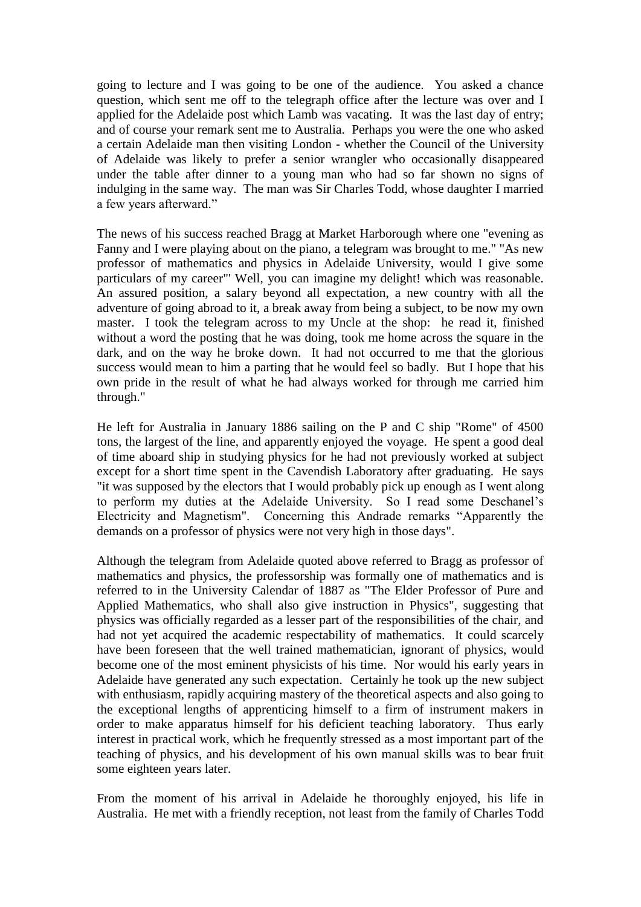going to lecture and I was going to be one of the audience. You asked a chance question, which sent me off to the telegraph office after the lecture was over and I applied for the Adelaide post which Lamb was vacating. It was the last day of entry; and of course your remark sent me to Australia. Perhaps you were the one who asked a certain Adelaide man then visiting London - whether the Council of the University of Adelaide was likely to prefer a senior wrangler who occasionally disappeared under the table after dinner to a young man who had so far shown no signs of indulging in the same way. The man was Sir Charles Todd, whose daughter I married a few years afterward."

The news of his success reached Bragg at Market Harborough where one "evening as Fanny and I were playing about on the piano, a telegram was brought to me." "As new professor of mathematics and physics in Adelaide University, would I give some particulars of my career"' Well, you can imagine my delight! which was reasonable. An assured position, a salary beyond all expectation, a new country with all the adventure of going abroad to it, a break away from being a subject, to be now my own master. I took the telegram across to my Uncle at the shop: he read it, finished without a word the posting that he was doing, took me home across the square in the dark, and on the way he broke down. It had not occurred to me that the glorious success would mean to him a parting that he would feel so badly. But I hope that his own pride in the result of what he had always worked for through me carried him through."

He left for Australia in January 1886 sailing on the P and C ship "Rome" of 4500 tons, the largest of the line, and apparently enjoyed the voyage. He spent a good deal of time aboard ship in studying physics for he had not previously worked at subject except for a short time spent in the Cavendish Laboratory after graduating. He says "it was supposed by the electors that I would probably pick up enough as I went along to perform my duties at the Adelaide University. So I read some Deschanel's Electricity and Magnetism". Concerning this Andrade remarks "Apparently the demands on a professor of physics were not very high in those days".

Although the telegram from Adelaide quoted above referred to Bragg as professor of mathematics and physics, the professorship was formally one of mathematics and is referred to in the University Calendar of 1887 as "The Elder Professor of Pure and Applied Mathematics, who shall also give instruction in Physics", suggesting that physics was officially regarded as a lesser part of the responsibilities of the chair, and had not yet acquired the academic respectability of mathematics. It could scarcely have been foreseen that the well trained mathematician, ignorant of physics, would become one of the most eminent physicists of his time. Nor would his early years in Adelaide have generated any such expectation. Certainly he took up the new subject with enthusiasm, rapidly acquiring mastery of the theoretical aspects and also going to the exceptional lengths of apprenticing himself to a firm of instrument makers in order to make apparatus himself for his deficient teaching laboratory. Thus early interest in practical work, which he frequently stressed as a most important part of the teaching of physics, and his development of his own manual skills was to bear fruit some eighteen years later.

From the moment of his arrival in Adelaide he thoroughly enjoyed, his life in Australia. He met with a friendly reception, not least from the family of Charles Todd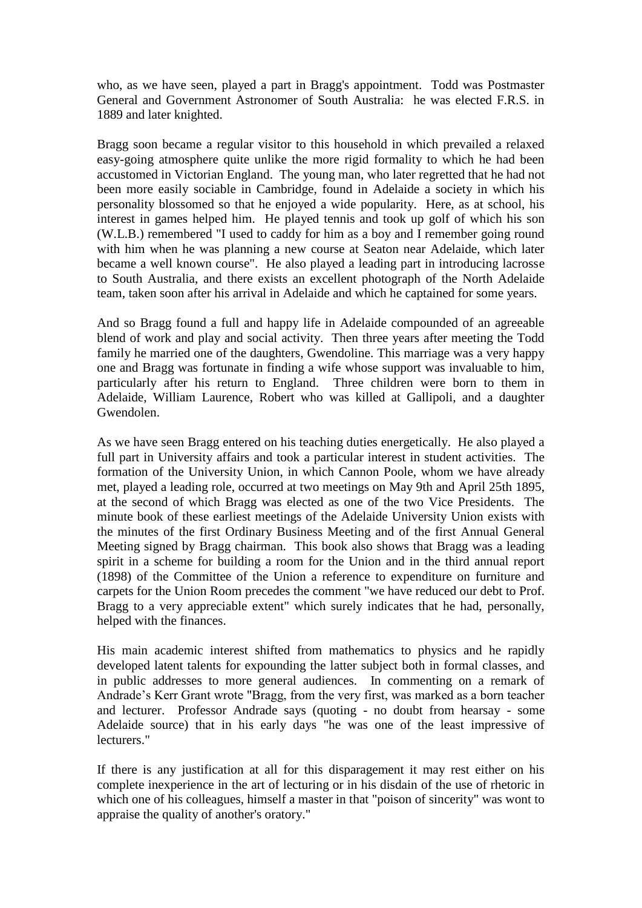who, as we have seen, played a part in Bragg's appointment. Todd was Postmaster General and Government Astronomer of South Australia: he was elected F.R.S. in 1889 and later knighted.

Bragg soon became a regular visitor to this household in which prevailed a relaxed easy-going atmosphere quite unlike the more rigid formality to which he had been accustomed in Victorian England. The young man, who later regretted that he had not been more easily sociable in Cambridge, found in Adelaide a society in which his personality blossomed so that he enjoyed a wide popularity. Here, as at school, his interest in games helped him. He played tennis and took up golf of which his son (W.L.B.) remembered "I used to caddy for him as a boy and I remember going round with him when he was planning a new course at Seaton near Adelaide, which later became a well known course". He also played a leading part in introducing lacrosse to South Australia, and there exists an excellent photograph of the North Adelaide team, taken soon after his arrival in Adelaide and which he captained for some years.

And so Bragg found a full and happy life in Adelaide compounded of an agreeable blend of work and play and social activity. Then three years after meeting the Todd family he married one of the daughters, Gwendoline. This marriage was a very happy one and Bragg was fortunate in finding a wife whose support was invaluable to him, particularly after his return to England. Three children were born to them in Adelaide, William Laurence, Robert who was killed at Gallipoli, and a daughter Gwendolen.

As we have seen Bragg entered on his teaching duties energetically. He also played a full part in University affairs and took a particular interest in student activities. The formation of the University Union, in which Cannon Poole, whom we have already met, played a leading role, occurred at two meetings on May 9th and April 25th 1895, at the second of which Bragg was elected as one of the two Vice Presidents. The minute book of these earliest meetings of the Adelaide University Union exists with the minutes of the first Ordinary Business Meeting and of the first Annual General Meeting signed by Bragg chairman. This book also shows that Bragg was a leading spirit in a scheme for building a room for the Union and in the third annual report (1898) of the Committee of the Union a reference to expenditure on furniture and carpets for the Union Room precedes the comment "we have reduced our debt to Prof. Bragg to a very appreciable extent" which surely indicates that he had, personally, helped with the finances.

His main academic interest shifted from mathematics to physics and he rapidly developed latent talents for expounding the latter subject both in formal classes, and in public addresses to more general audiences. In commenting on a remark of Andrade's Kerr Grant wrote "Bragg, from the very first, was marked as a born teacher and lecturer. Professor Andrade says (quoting - no doubt from hearsay - some Adelaide source) that in his early days "he was one of the least impressive of lecturers."

If there is any justification at all for this disparagement it may rest either on his complete inexperience in the art of lecturing or in his disdain of the use of rhetoric in which one of his colleagues, himself a master in that "poison of sincerity" was wont to appraise the quality of another's oratory."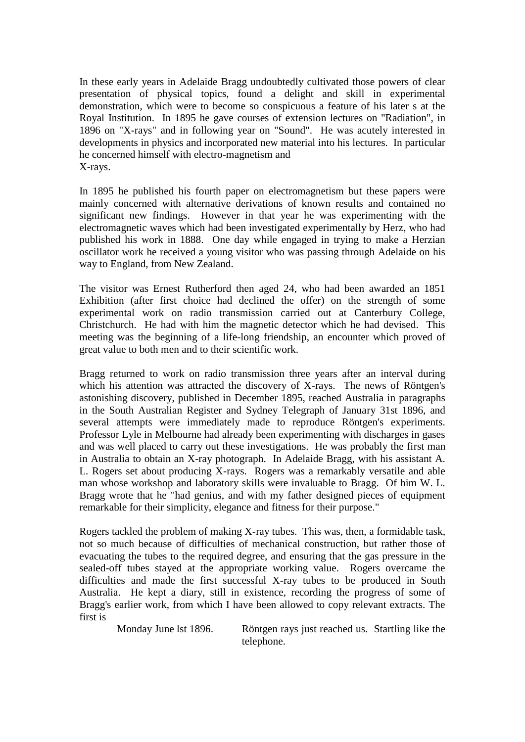In these early years in Adelaide Bragg undoubtedly cultivated those powers of clear presentation of physical topics, found a delight and skill in experimental demonstration, which were to become so conspicuous a feature of his later s at the Royal Institution. In 1895 he gave courses of extension lectures on "Radiation", in 1896 on "X-rays" and in following year on "Sound". He was acutely interested in developments in physics and incorporated new material into his lectures. In particular he concerned himself with electro-magnetism and X-rays.

In 1895 he published his fourth paper on electromagnetism but these papers were mainly concerned with alternative derivations of known results and contained no significant new findings. However in that year he was experimenting with the electromagnetic waves which had been investigated experimentally by Herz, who had published his work in 1888. One day while engaged in trying to make a Herzian oscillator work he received a young visitor who was passing through Adelaide on his way to England, from New Zealand.

The visitor was Ernest Rutherford then aged 24, who had been awarded an 1851 Exhibition (after first choice had declined the offer) on the strength of some experimental work on radio transmission carried out at Canterbury College, Christchurch. He had with him the magnetic detector which he had devised. This meeting was the beginning of a life-long friendship, an encounter which proved of great value to both men and to their scientific work.

Bragg returned to work on radio transmission three years after an interval during which his attention was attracted the discovery of X-rays. The news of Röntgen's astonishing discovery, published in December 1895, reached Australia in paragraphs in the South Australian Register and Sydney Telegraph of January 31st 1896, and several attempts were immediately made to reproduce Röntgen's experiments. Professor Lyle in Melbourne had already been experimenting with discharges in gases and was well placed to carry out these investigations. He was probably the first man in Australia to obtain an X-ray photograph. In Adelaide Bragg, with his assistant A. L. Rogers set about producing X-rays. Rogers was a remarkably versatile and able man whose workshop and laboratory skills were invaluable to Bragg. Of him W. L. Bragg wrote that he "had genius, and with my father designed pieces of equipment remarkable for their simplicity, elegance and fitness for their purpose."

Rogers tackled the problem of making X-ray tubes. This was, then, a formidable task, not so much because of difficulties of mechanical construction, but rather those of evacuating the tubes to the required degree, and ensuring that the gas pressure in the sealed-off tubes stayed at the appropriate working value. Rogers overcame the difficulties and made the first successful X-ray tubes to be produced in South Australia. He kept a diary, still in existence, recording the progress of some of Bragg's earlier work, from which I have been allowed to copy relevant extracts. The first is

Monday June lst 1896. Röntgen rays just reached us. Startling like the telephone.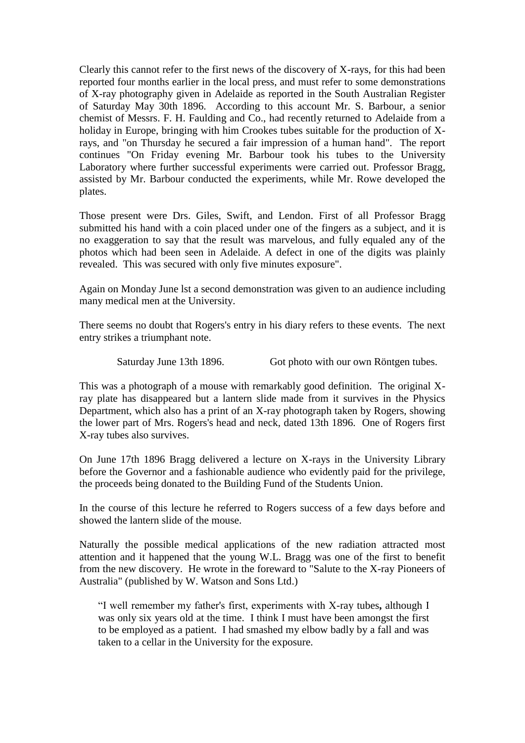Clearly this cannot refer to the first news of the discovery of X-rays, for this had been reported four months earlier in the local press, and must refer to some demonstrations of X-ray photography given in Adelaide as reported in the South Australian Register of Saturday May 30th 1896. According to this account Mr. S. Barbour, a senior chemist of Messrs. F. H. Faulding and Co., had recently returned to Adelaide from a holiday in Europe, bringing with him Crookes tubes suitable for the production of X-rays, and "on Thursday he secured a fair impression of a human hand". The report continues "On Friday evening Mr. Barbour took his tubes to the University Laboratory where further successful experiments were carried out. Professor Bragg, assisted by Mr. Barbour conducted the experiments, while Mr. Rowe developed the plates.

Those present were Drs. Giles, Swift, and Lendon. First of all Professor Bragg submitted his hand with a coin placed under one of the fingers as a subject, and it is no exaggeration to say that the result was marvelous, and fully equaled any of the photos which had been seen in Adelaide. A defect in one of the digits was plainly revealed. This was secured with only five minutes exposure".

Again on Monday June lst a second demonstration was given to an audience including many medical men at the University.

There seems no doubt that Rogers's entry in his diary refers to these events. The next entry strikes a triumphant note.

> Saturday June 13th 1896. Got photo with our own Röntgen tubes.

This was a photograph of a mouse with remarkably good definition. The original X-ray plate has disappeared but a lantern slide made from it survives in the Physics Department, which also has a print of an X-ray photograph taken by Rogers, showing the lower part of Mrs. Rogers's head and neck, dated 13th 1896. One of Rogers first X-ray tubes also survives.

On June 17th 1896 Bragg delivered a lecture on X-rays in the University Library before the Governor and a fashionable audience who evidently paid for the privilege, the proceeds being donated to the Building Fund of the Students Union.

In the course of this lecture he referred to Rogers success of a few days before and showed the lantern slide of the mouse.

Naturally the possible medical applications of the new radiation attracted most attention and it happened that the young W.L. Bragg was one of the first to benefit from the new discovery. He wrote in the foreward to "Salute to the X-ray Pioneers of Australia" (published by W. Watson and Sons Ltd.)

> "I well remember my father's first, experiments with X-ray tubes**,** although I was only six years old at the time. I think I must have been amongst the first to be employed as a patient. I had smashed my elbow badly by a fall and was taken to a cellar in the University for the exposure.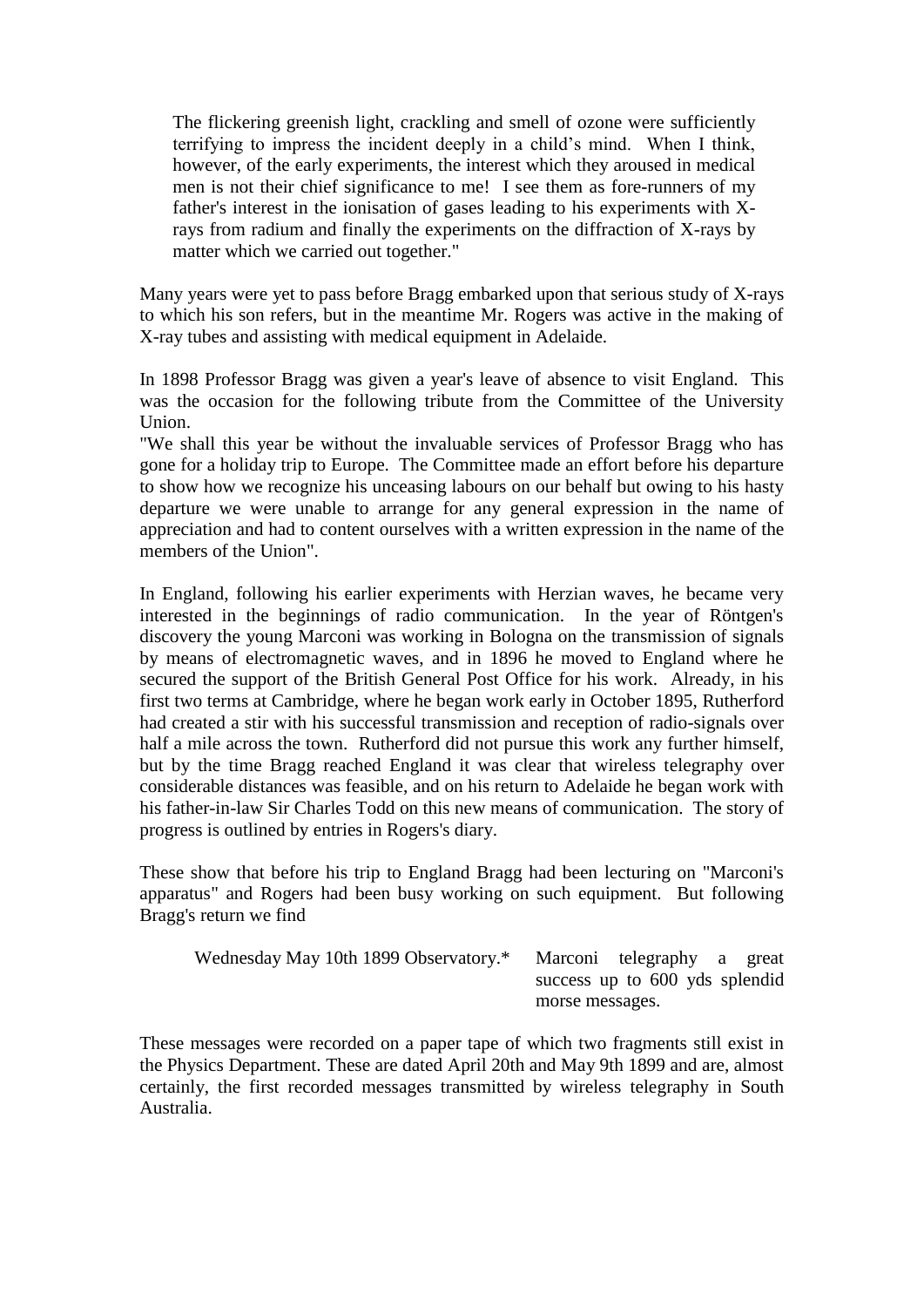> The flickering greenish light, crackling and smell of ozone were sufficiently terrifying to impress the incident deeply in a child's mind. When I think, however, of the early experiments, the interest which they aroused in medical men is not their chief significance to me! I see them as fore-runners of my father's interest in the ionisation of gases leading to his experiments with X-rays from radium and finally the experiments on the diffraction of X-rays by matter which we carried out together."

Many years were yet to pass before Bragg embarked upon that serious study of X-rays to which his son refers, but in the meantime Mr. Rogers was active in the making of X-ray tubes and assisting with medical equipment in Adelaide.

In 1898 Professor Bragg was given a year's leave of absence to visit England. This was the occasion for the following tribute from the Committee of the University Union.

"We shall this year be without the invaluable services of Professor Bragg who has gone for a holiday trip to Europe. The Committee made an effort before his departure to show how we recognize his unceasing labours on our behalf but owing to his hasty departure we were unable to arrange for any general expression in the name of appreciation and had to content ourselves with a written expression in the name of the members of the Union".

In England, following his earlier experiments with Herzian waves, he became very interested in the beginnings of radio communication. In the year of Röntgen's discovery the young Marconi was working in Bologna on the transmission of signals by means of electromagnetic waves, and in 1896 he moved to England where he secured the support of the British General Post Office for his work. Already, in his first two terms at Cambridge, where he began work early in October 1895, Rutherford had created a stir with his successful transmission and reception of radio-signals over half a mile across the town. Rutherford did not pursue this work any further himself, but by the time Bragg reached England it was clear that wireless telegraphy over considerable distances was feasible, and on his return to Adelaide he began work with his father-in-law Sir Charles Todd on this new means of communication. The story of progress is outlined by entries in Rogers's diary.

These show that before his trip to England Bragg had been lecturing on "Marconi's apparatus" and Rogers had been busy working on such equipment. But following Bragg's return we find

> Wednesday May 10th 1899 Observatory.* Marconi telegraphy a great success up to 600 yds splendid morse messages.

These messages were recorded on a paper tape of which two fragments still exist in the Physics Department. These are dated April 20th and May 9th 1899 and are, almost certainly, the first recorded messages transmitted by wireless telegraphy in South Australia.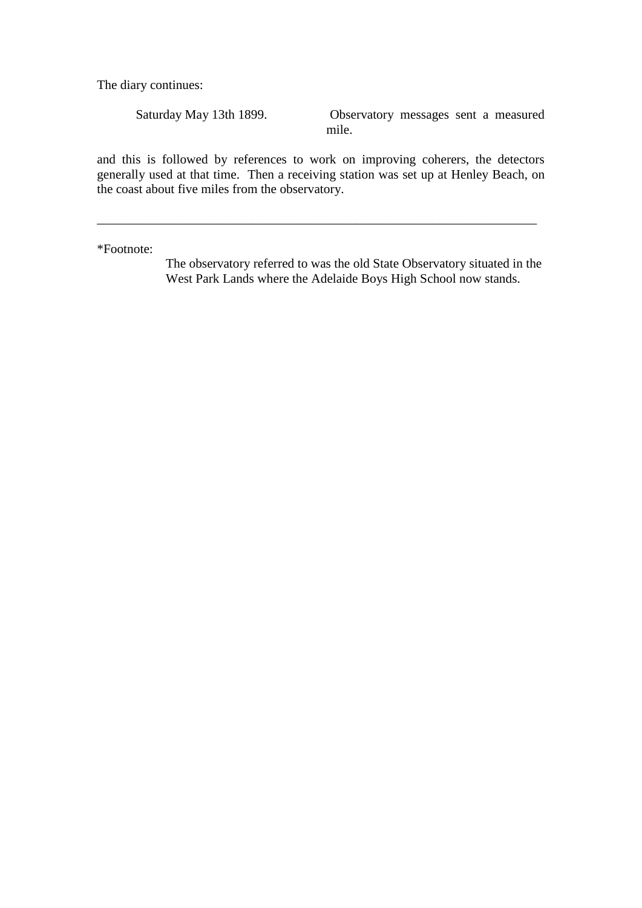The diary continues:

> Saturday May 13th 1899. Observatory messages sent a measured mile.

and this is followed by references to work on improving coherers, the detectors generally used at that time. Then a receiving station was set up at Henley Beach, on the coast about five miles from the observatory.

---

*Footnote:

> The observatory referred to was the old State Observatory situated in the West Park Lands where the Adelaide Boys High School now stands.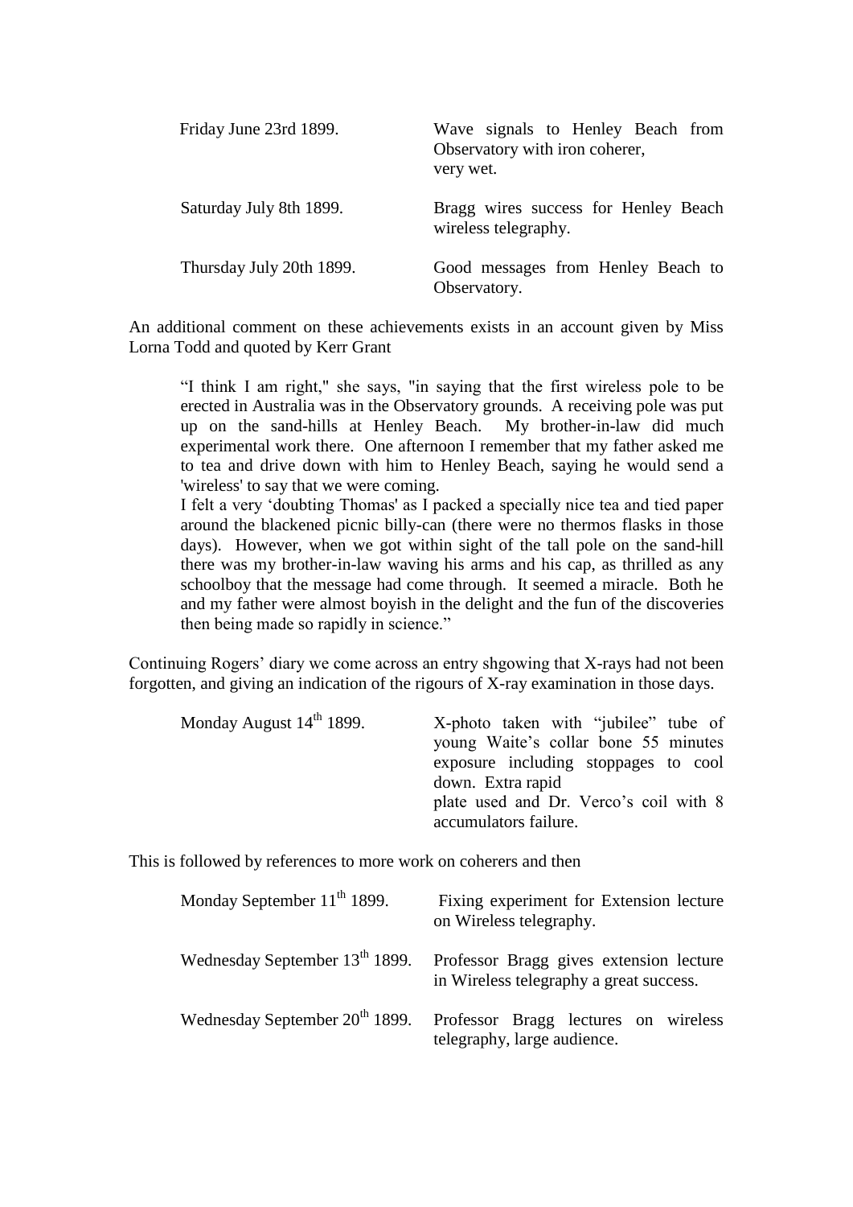| | |
|---|---|
| Friday June 23rd 1899. | Wave signals to Henley Beach from Observatory with iron coherer, very wet. |
| Saturday July 8th 1899. | Bragg wires success for Henley Beach wireless telegraphy. |
| Thursday July 20th 1899. | Good messages from Henley Beach to Observatory. |

An additional comment on these achievements exists in an account given by Miss Lorna Todd and quoted by Kerr Grant

> "I think I am right," she says, "in saying that the first wireless pole to be erected in Australia was in the Observatory grounds. A receiving pole was put up on the sand-hills at Henley Beach. My brother-in-law did much experimental work there. One afternoon I remember that my father asked me to tea and drive down with him to Henley Beach, saying he would send a 'wireless' to say that we were coming.
>
> I felt a very 'doubting Thomas' as I packed a specially nice tea and tied paper around the blackened picnic billy-can (there were no thermos flasks in those days). However, when we got within sight of the tall pole on the sand-hill there was my brother-in-law waving his arms and his cap, as thrilled as any schoolboy that the message had come through. It seemed a miracle. Both he and my father were almost boyish in the delight and the fun of the discoveries then being made so rapidly in science."

Continuing Rogers' diary we come across an entry shgowing that X-rays had not been forgotten, and giving an indication of the rigours of X-ray examination in those days.

| | |
|---|---|
| Monday August 14th 1899. | X-photo taken with "jubilee" tube of young Waite's collar bone 55 minutes exposure including stoppages to cool down. Extra rapid plate used and Dr. Verco's coil with 8 accumulators failure. |

This is followed by references to more work on coherers and then

| | |
|---|---|
| Monday September 11th 1899. | Fixing experiment for Extension lecture on Wireless telegraphy. |
| Wednesday September 13th 1899. | Professor Bragg gives extension lecture in Wireless telegraphy a great success. |
| Wednesday September 20th 1899. | Professor Bragg lectures on wireless telegraphy, large audience. |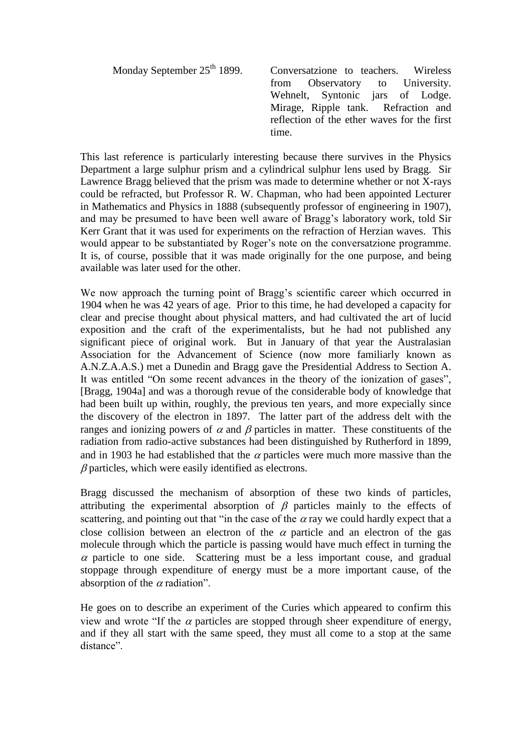Monday September 25th 1899. Conversatzione to teachers. Wireless from Observatory to University. Wehnelt, Syntonic jars of Lodge. Mirage, Ripple tank. Refraction and reflection of the ether waves for the first time.

This last reference is particularly interesting because there survives in the Physics Department a large sulphur prism and a cylindrical sulphur lens used by Bragg. Sir Lawrence Bragg believed that the prism was made to determine whether or not X-rays could be refracted, but Professor R. W. Chapman, who had been appointed Lecturer in Mathematics and Physics in 1888 (subsequently professor of engineering in 1907), and may be presumed to have been well aware of Bragg's laboratory work, told Sir Kerr Grant that it was used for experiments on the refraction of Herzian waves. This would appear to be substantiated by Roger's note on the conversatzione programme. It is, of course, possible that it was made originally for the one purpose, and being available was later used for the other.

We now approach the turning point of Bragg's scientific career which occurred in 1904 when he was 42 years of age. Prior to this time, he had developed a capacity for clear and precise thought about physical matters, and had cultivated the art of lucid exposition and the craft of the experimentalists, but he had not published any significant piece of original work. But in January of that year the Australasian Association for the Advancement of Science (now more familiarly known as A.N.Z.A.A.S.) met a Dunedin and Bragg gave the Presidential Address to Section A. It was entitled "On some recent advances in the theory of the ionization of gases", [Bragg, 1904a] and was a thorough revue of the considerable body of knowledge that had been built up within, roughly, the previous ten years, and more expecially since the discovery of the electron in 1897. The latter part of the address delt with the ranges and ionizing powers of $\alpha$ and $\beta$ particles in matter. These constituents of the radiation from radio-active substances had been distinguished by Rutherford in 1899, and in 1903 he had established that the $\alpha$ particles were much more massive than the $\beta$ particles, which were easily identified as electrons.

Bragg discussed the mechanism of absorption of these two kinds of particles, attributing the experimental absorption of $\beta$ particles mainly to the effects of scattering, and pointing out that "in the case of the $\alpha$ ray we could hardly expect that a close collision between an electron of the $\alpha$ particle and an electron of the gas molecule through which the particle is passing would have much effect in turning the $\alpha$ particle to one side. Scattering must be a less important couse, and gradual stoppage through expenditure of energy must be a more important cause, of the absorption of the $\alpha$ radiation".

He goes on to describe an experiment of the Curies which appeared to confirm this view and wrote "If the $\alpha$ particles are stopped through sheer expenditure of energy, and if they all start with the same speed, they must all come to a stop at the same distance".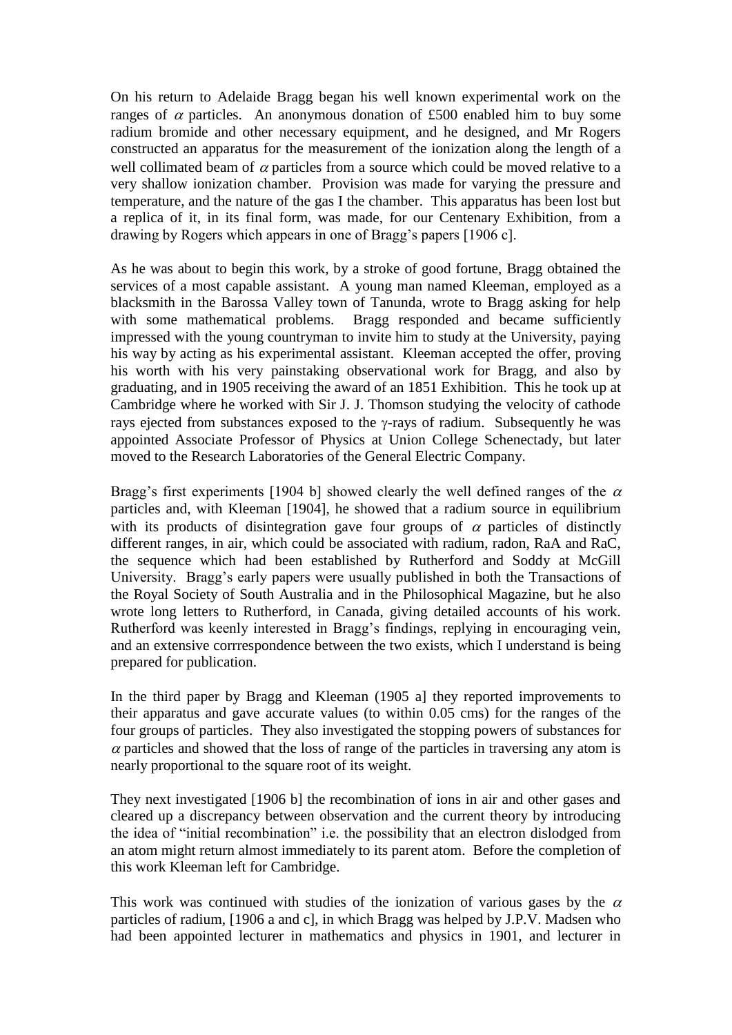On his return to Adelaide Bragg began his well known experimental work on the ranges of $\alpha$ particles. An anonymous donation of £500 enabled him to buy some radium bromide and other necessary equipment, and he designed, and Mr Rogers constructed an apparatus for the measurement of the ionization along the length of a well collimated beam of $\alpha$ particles from a source which could be moved relative to a very shallow ionization chamber. Provision was made for varying the pressure and temperature, and the nature of the gas I the chamber. This apparatus has been lost but a replica of it, in its final form, was made, for our Centenary Exhibition, from a drawing by Rogers which appears in one of Bragg's papers [1906 c].

As he was about to begin this work, by a stroke of good fortune, Bragg obtained the services of a most capable assistant. A young man named Kleeman, employed as a blacksmith in the Barossa Valley town of Tanunda, wrote to Bragg asking for help with some mathematical problems. Bragg responded and became sufficiently impressed with the young countryman to invite him to study at the University, paying his way by acting as his experimental assistant. Kleeman accepted the offer, proving his worth with his very painstaking observational work for Bragg, and also by graduating, and in 1905 receiving the award of an 1851 Exhibition. This he took up at Cambridge where he worked with Sir J. J. Thomson studying the velocity of cathode rays ejected from substances exposed to the $\gamma$-rays of radium. Subsequently he was appointed Associate Professor of Physics at Union College Schenectady, but later moved to the Research Laboratories of the General Electric Company.

Bragg's first experiments [1904 b] showed clearly the well defined ranges of the $\alpha$ particles and, with Kleeman [1904], he showed that a radium source in equilibrium with its products of disintegration gave four groups of $\alpha$ particles of distinctly different ranges, in air, which could be associated with radium, radon, RaA and RaC, the sequence which had been established by Rutherford and Soddy at McGill University. Bragg's early papers were usually published in both the Transactions of the Royal Society of South Australia and in the Philosophical Magazine, but he also wrote long letters to Rutherford, in Canada, giving detailed accounts of his work. Rutherford was keenly interested in Bragg's findings, replying in encouraging vein, and an extensive corrrespondence between the two exists, which I understand is being prepared for publication.

In the third paper by Bragg and Kleeman (1905 a] they reported improvements to their apparatus and gave accurate values (to within 0.05 cms) for the ranges of the four groups of particles. They also investigated the stopping powers of substances for $\alpha$ particles and showed that the loss of range of the particles in traversing any atom is nearly proportional to the square root of its weight.

They next investigated [1906 b] the recombination of ions in air and other gases and cleared up a discrepancy between observation and the current theory by introducing the idea of "initial recombination" i.e. the possibility that an electron dislodged from an atom might return almost immediately to its parent atom. Before the completion of this work Kleeman left for Cambridge.

This work was continued with studies of the ionization of various gases by the $\alpha$ particles of radium, [1906 a and c], in which Bragg was helped by J.P.V. Madsen who had been appointed lecturer in mathematics and physics in 1901, and lecturer in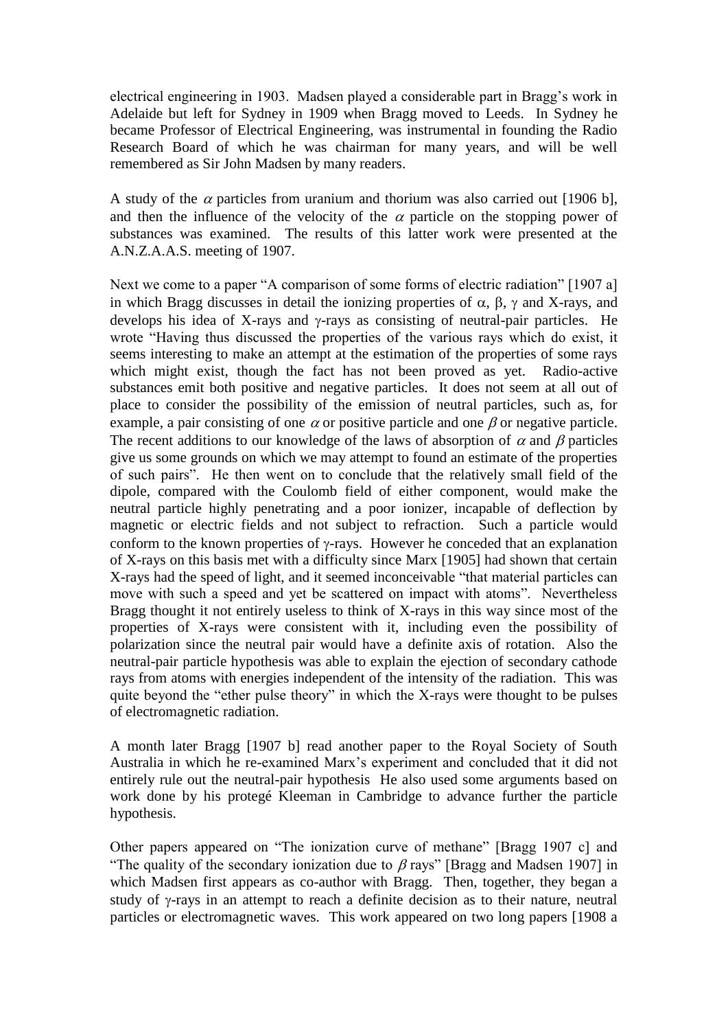electrical engineering in 1903. Madsen played a considerable part in Bragg's work in Adelaide but left for Sydney in 1909 when Bragg moved to Leeds. In Sydney he became Professor of Electrical Engineering, was instrumental in founding the Radio Research Board of which he was chairman for many years, and will be well remembered as Sir John Madsen by many readers.

A study of the $\alpha$ particles from uranium and thorium was also carried out [1906 b], and then the influence of the velocity of the $\alpha$ particle on the stopping power of substances was examined. The results of this latter work were presented at the A.N.Z.A.A.S. meeting of 1907.

Next we come to a paper "A comparison of some forms of electric radiation" [1907 a] in which Bragg discusses in detail the ionizing properties of α, β, γ and X-rays, and develops his idea of X-rays and γ-rays as consisting of neutral-pair particles. He wrote "Having thus discussed the properties of the various rays which do exist, it seems interesting to make an attempt at the estimation of the properties of some rays which might exist, though the fact has not been proved as yet. Radio-active substances emit both positive and negative particles. It does not seem at all out of place to consider the possibility of the emission of neutral particles, such as, for example, a pair consisting of one $\alpha$ or positive particle and one $\beta$ or negative particle. The recent additions to our knowledge of the laws of absorption of $\alpha$ and $\beta$ particles give us some grounds on which we may attempt to found an estimate of the properties of such pairs". He then went on to conclude that the relatively small field of the dipole, compared with the Coulomb field of either component, would make the neutral particle highly penetrating and a poor ionizer, incapable of deflection by magnetic or electric fields and not subject to refraction. Such a particle would conform to the known properties of γ-rays. However he conceded that an explanation of X-rays on this basis met with a difficulty since Marx [1905] had shown that certain X-rays had the speed of light, and it seemed inconceivable "that material particles can move with such a speed and yet be scattered on impact with atoms". Nevertheless Bragg thought it not entirely useless to think of X-rays in this way since most of the properties of X-rays were consistent with it, including even the possibility of polarization since the neutral pair would have a definite axis of rotation. Also the neutral-pair particle hypothesis was able to explain the ejection of secondary cathode rays from atoms with energies independent of the intensity of the radiation. This was quite beyond the "ether pulse theory" in which the X-rays were thought to be pulses of electromagnetic radiation.

A month later Bragg [1907 b] read another paper to the Royal Society of South Australia in which he re-examined Marx's experiment and concluded that it did not entirely rule out the neutral-pair hypothesis He also used some arguments based on work done by his protegé Kleeman in Cambridge to advance further the particle hypothesis.

Other papers appeared on "The ionization curve of methane" [Bragg 1907 c] and "The quality of the secondary ionization due to $\beta$ rays" [Bragg and Madsen 1907] in which Madsen first appears as co-author with Bragg. Then, together, they began a study of γ-rays in an attempt to reach a definite decision as to their nature, neutral particles or electromagnetic waves. This work appeared on two long papers [1908 a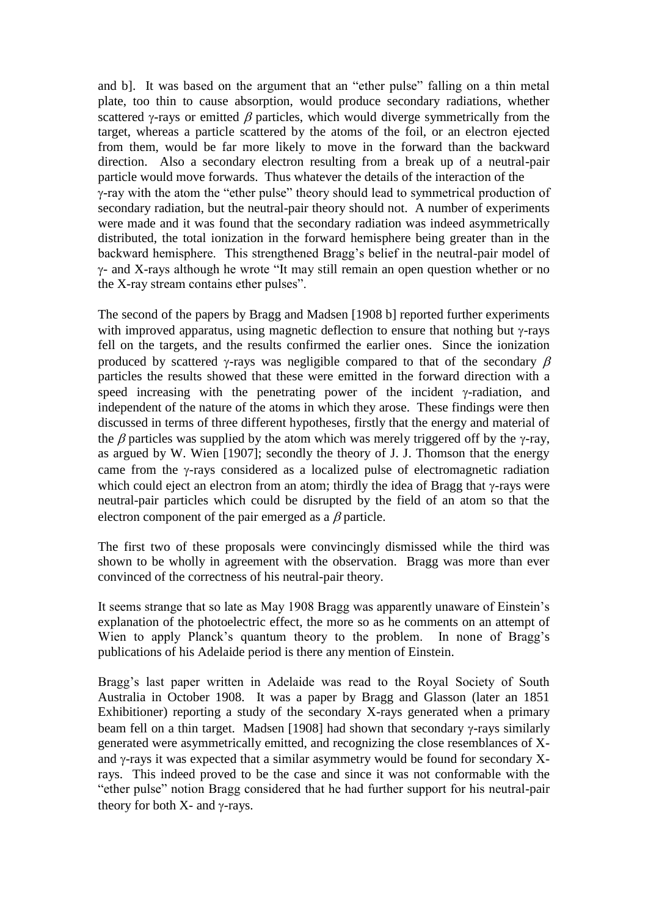and b]. It was based on the argument that an "ether pulse" falling on a thin metal plate, too thin to cause absorption, would produce secondary radiations, whether scattered γ-rays or emitted $\beta$ particles, which would diverge symmetrically from the target, whereas a particle scattered by the atoms of the foil, or an electron ejected from them, would be far more likely to move in the forward than the backward direction. Also a secondary electron resulting from a break up of a neutral-pair particle would move forwards. Thus whatever the details of the interaction of the γ-ray with the atom the "ether pulse" theory should lead to symmetrical production of secondary radiation, but the neutral-pair theory should not. A number of experiments were made and it was found that the secondary radiation was indeed asymmetrically distributed, the total ionization in the forward hemisphere being greater than in the backward hemisphere. This strengthened Bragg's belief in the neutral-pair model of γ- and X-rays although he wrote "It may still remain an open question whether or no the X-ray stream contains ether pulses".

The second of the papers by Bragg and Madsen [1908 b] reported further experiments with improved apparatus, using magnetic deflection to ensure that nothing but γ-rays fell on the targets, and the results confirmed the earlier ones. Since the ionization produced by scattered γ-rays was negligible compared to that of the secondary $\beta$ particles the results showed that these were emitted in the forward direction with a speed increasing with the penetrating power of the incident γ-radiation, and independent of the nature of the atoms in which they arose. These findings were then discussed in terms of three different hypotheses, firstly that the energy and material of the $\beta$ particles was supplied by the atom which was merely triggered off by the γ-ray, as argued by W. Wien [1907]; secondly the theory of J. J. Thomson that the energy came from the γ-rays considered as a localized pulse of electromagnetic radiation which could eject an electron from an atom; thirdly the idea of Bragg that γ-rays were neutral-pair particles which could be disrupted by the field of an atom so that the electron component of the pair emerged as a $\beta$ particle.

The first two of these proposals were convincingly dismissed while the third was shown to be wholly in agreement with the observation. Bragg was more than ever convinced of the correctness of his neutral-pair theory.

It seems strange that so late as May 1908 Bragg was apparently unaware of Einstein's explanation of the photoelectric effect, the more so as he comments on an attempt of Wien to apply Planck's quantum theory to the problem. In none of Bragg's publications of his Adelaide period is there any mention of Einstein.

Bragg's last paper written in Adelaide was read to the Royal Society of South Australia in October 1908. It was a paper by Bragg and Glasson (later an 1851 Exhibitioner) reporting a study of the secondary X-rays generated when a primary beam fell on a thin target. Madsen [1908] had shown that secondary γ-rays similarly generated were asymmetrically emitted, and recognizing the close resemblances of X- and γ-rays it was expected that a similar asymmetry would be found for secondary X-rays. This indeed proved to be the case and since it was not conformable with the "ether pulse" notion Bragg considered that he had further support for his neutral-pair theory for both X- and γ-rays.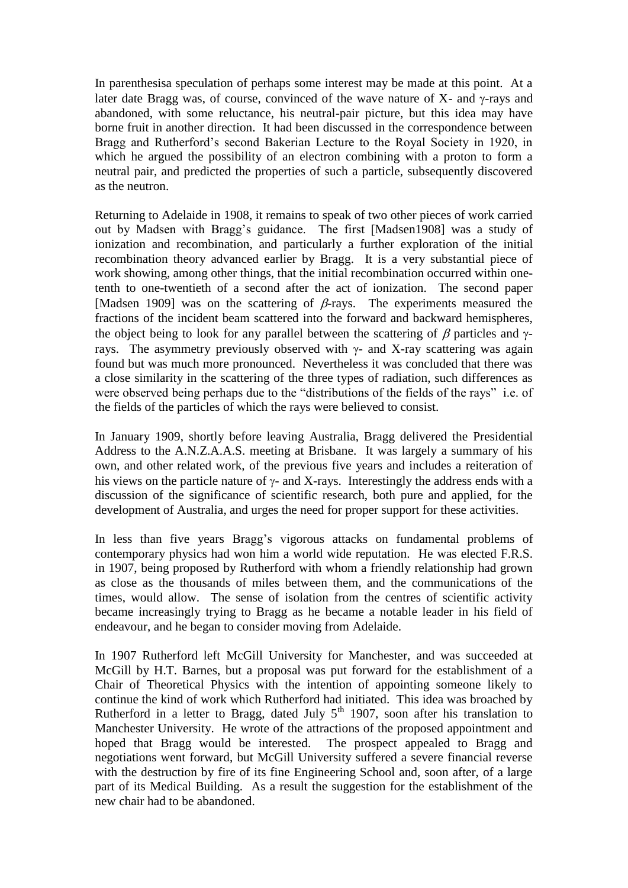In parenthesisa speculation of perhaps some interest may be made at this point. At a later date Bragg was, of course, convinced of the wave nature of X- and γ-rays and abandoned, with some reluctance, his neutral-pair picture, but this idea may have borne fruit in another direction. It had been discussed in the correspondence between Bragg and Rutherford's second Bakerian Lecture to the Royal Society in 1920, in which he argued the possibility of an electron combining with a proton to form a neutral pair, and predicted the properties of such a particle, subsequently discovered as the neutron.

Returning to Adelaide in 1908, it remains to speak of two other pieces of work carried out by Madsen with Bragg's guidance. The first [Madsen1908] was a study of ionization and recombination, and particularly a further exploration of the initial recombination theory advanced earlier by Bragg. It is a very substantial piece of work showing, among other things, that the initial recombination occurred within one-tenth to one-twentieth of a second after the act of ionization. The second paper [Madsen 1909] was on the scattering of $\beta$-rays. The experiments measured the fractions of the incident beam scattered into the forward and backward hemispheres, the object being to look for any parallel between the scattering of $\beta$ particles and γ-rays. The asymmetry previously observed with γ- and X-ray scattering was again found but was much more pronounced. Nevertheless it was concluded that there was a close similarity in the scattering of the three types of radiation, such differences as were observed being perhaps due to the "distributions of the fields of the rays" i.e. of the fields of the particles of which the rays were believed to consist.

In January 1909, shortly before leaving Australia, Bragg delivered the Presidential Address to the A.N.Z.A.A.S. meeting at Brisbane. It was largely a summary of his own, and other related work, of the previous five years and includes a reiteration of his views on the particle nature of γ- and X-rays. Interestingly the address ends with a discussion of the significance of scientific research, both pure and applied, for the development of Australia, and urges the need for proper support for these activities.

In less than five years Bragg's vigorous attacks on fundamental problems of contemporary physics had won him a world wide reputation. He was elected F.R.S. in 1907, being proposed by Rutherford with whom a friendly relationship had grown as close as the thousands of miles between them, and the communications of the times, would allow. The sense of isolation from the centres of scientific activity became increasingly trying to Bragg as he became a notable leader in his field of endeavour, and he began to consider moving from Adelaide.

In 1907 Rutherford left McGill University for Manchester, and was succeeded at McGill by H.T. Barnes, but a proposal was put forward for the establishment of a Chair of Theoretical Physics with the intention of appointing someone likely to continue the kind of work which Rutherford had initiated. This idea was broached by Rutherford in a letter to Bragg, dated July 5th 1907, soon after his translation to Manchester University. He wrote of the attractions of the proposed appointment and hoped that Bragg would be interested. The prospect appealed to Bragg and negotiations went forward, but McGill University suffered a severe financial reverse with the destruction by fire of its fine Engineering School and, soon after, of a large part of its Medical Building. As a result the suggestion for the establishment of the new chair had to be abandoned.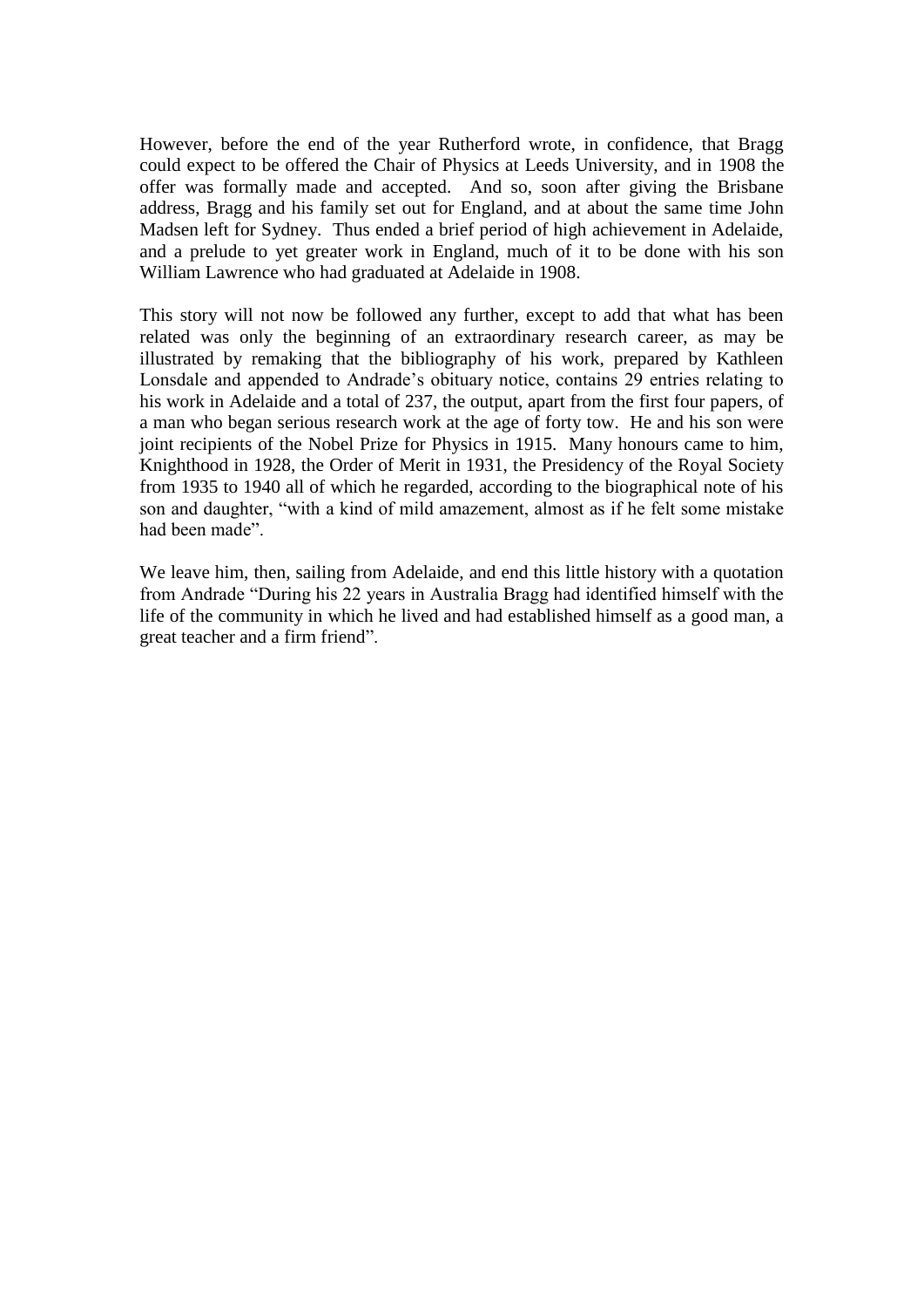However, before the end of the year Rutherford wrote, in confidence, that Bragg could expect to be offered the Chair of Physics at Leeds University, and in 1908 the offer was formally made and accepted. And so, soon after giving the Brisbane address, Bragg and his family set out for England, and at about the same time John Madsen left for Sydney. Thus ended a brief period of high achievement in Adelaide, and a prelude to yet greater work in England, much of it to be done with his son William Lawrence who had graduated at Adelaide in 1908.

This story will not now be followed any further, except to add that what has been related was only the beginning of an extraordinary research career, as may be illustrated by remaking that the bibliography of his work, prepared by Kathleen Lonsdale and appended to Andrade's obituary notice, contains 29 entries relating to his work in Adelaide and a total of 237, the output, apart from the first four papers, of a man who began serious research work at the age of forty tow. He and his son were joint recipients of the Nobel Prize for Physics in 1915. Many honours came to him, Knighthood in 1928, the Order of Merit in 1931, the Presidency of the Royal Society from 1935 to 1940 all of which he regarded, according to the biographical note of his son and daughter, "with a kind of mild amazement, almost as if he felt some mistake had been made".

We leave him, then, sailing from Adelaide, and end this little history with a quotation from Andrade "During his 22 years in Australia Bragg had identified himself with the life of the community in which he lived and had established himself as a good man, a great teacher and a firm friend".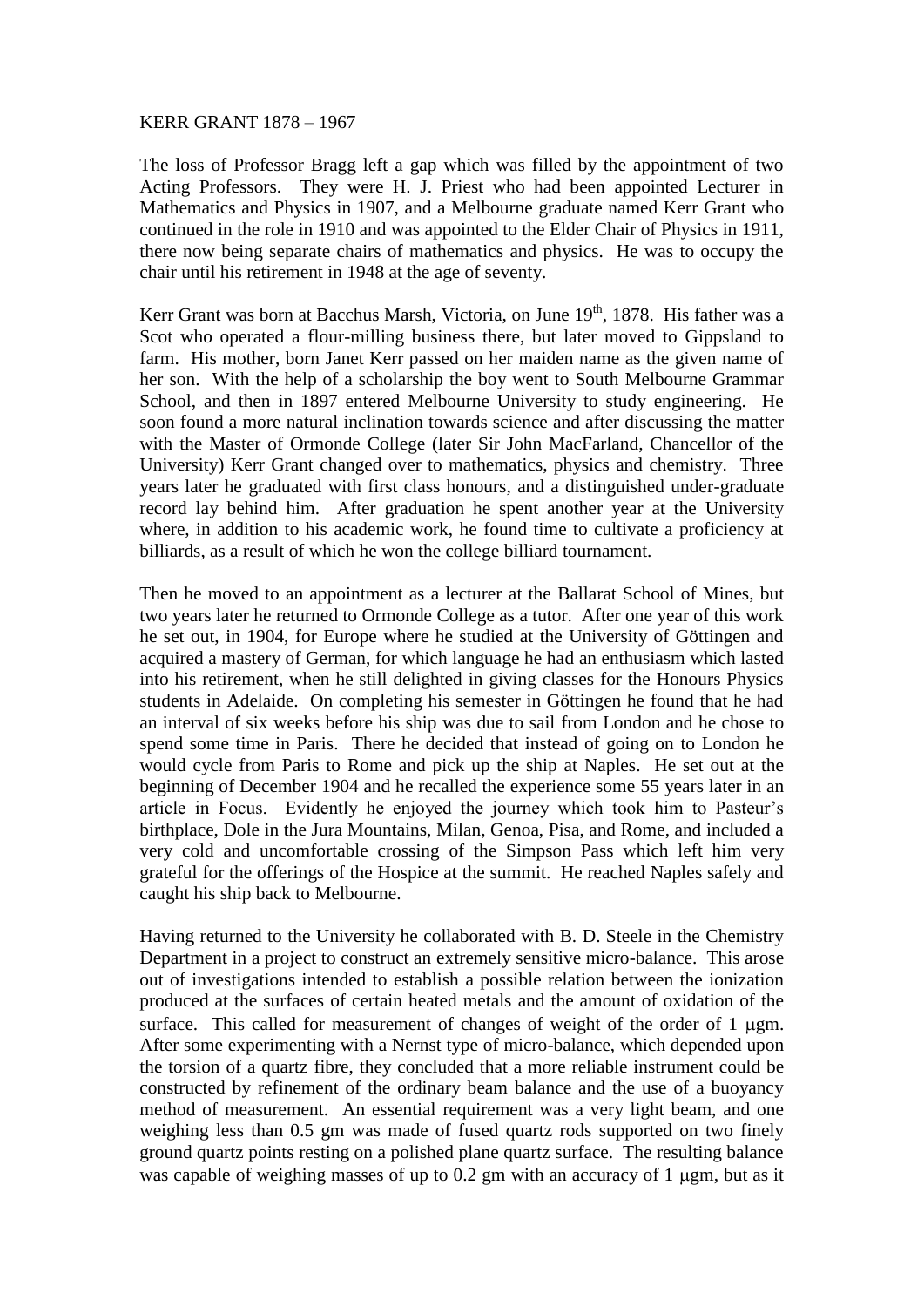KERR GRANT 1878 – 1967

The loss of Professor Bragg left a gap which was filled by the appointment of two Acting Professors. They were H. J. Priest who had been appointed Lecturer in Mathematics and Physics in 1907, and a Melbourne graduate named Kerr Grant who continued in the role in 1910 and was appointed to the Elder Chair of Physics in 1911, there now being separate chairs of mathematics and physics. He was to occupy the chair until his retirement in 1948 at the age of seventy.

Kerr Grant was born at Bacchus Marsh, Victoria, on June 19th, 1878. His father was a Scot who operated a flour-milling business there, but later moved to Gippsland to farm. His mother, born Janet Kerr passed on her maiden name as the given name of her son. With the help of a scholarship the boy went to South Melbourne Grammar School, and then in 1897 entered Melbourne University to study engineering. He soon found a more natural inclination towards science and after discussing the matter with the Master of Ormonde College (later Sir John MacFarland, Chancellor of the University) Kerr Grant changed over to mathematics, physics and chemistry. Three years later he graduated with first class honours, and a distinguished under-graduate record lay behind him. After graduation he spent another year at the University where, in addition to his academic work, he found time to cultivate a proficiency at billiards, as a result of which he won the college billiard tournament.

Then he moved to an appointment as a lecturer at the Ballarat School of Mines, but two years later he returned to Ormonde College as a tutor. After one year of this work he set out, in 1904, for Europe where he studied at the University of Göttingen and acquired a mastery of German, for which language he had an enthusiasm which lasted into his retirement, when he still delighted in giving classes for the Honours Physics students in Adelaide. On completing his semester in Göttingen he found that he had an interval of six weeks before his ship was due to sail from London and he chose to spend some time in Paris. There he decided that instead of going on to London he would cycle from Paris to Rome and pick up the ship at Naples. He set out at the beginning of December 1904 and he recalled the experience some 55 years later in an article in Focus. Evidently he enjoyed the journey which took him to Pasteur's birthplace, Dole in the Jura Mountains, Milan, Genoa, Pisa, and Rome, and included a very cold and uncomfortable crossing of the Simpson Pass which left him very grateful for the offerings of the Hospice at the summit. He reached Naples safely and caught his ship back to Melbourne.

Having returned to the University he collaborated with B. D. Steele in the Chemistry Department in a project to construct an extremely sensitive micro-balance. This arose out of investigations intended to establish a possible relation between the ionization produced at the surfaces of certain heated metals and the amount of oxidation of the surface. This called for measurement of changes of weight of the order of 1 μgm. After some experimenting with a Nernst type of micro-balance, which depended upon the torsion of a quartz fibre, they concluded that a more reliable instrument could be constructed by refinement of the ordinary beam balance and the use of a buoyancy method of measurement. An essential requirement was a very light beam, and one weighing less than 0.5 gm was made of fused quartz rods supported on two finely ground quartz points resting on a polished plane quartz surface. The resulting balance was capable of weighing masses of up to 0.2 gm with an accuracy of 1 μgm, but as it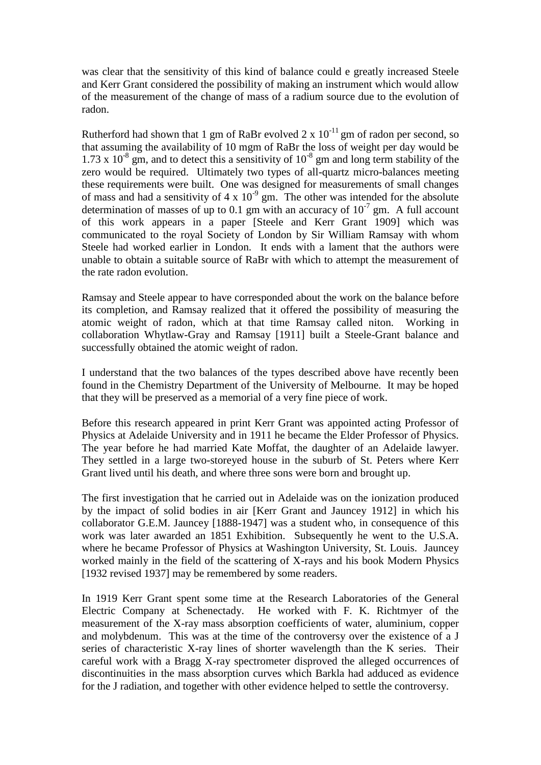was clear that the sensitivity of this kind of balance could e greatly increased Steele and Kerr Grant considered the possibility of making an instrument which would allow of the measurement of the change of mass of a radium source due to the evolution of radon.

Rutherford had shown that 1 gm of RaBr evolved $2 \times 10^{-11}$ gm of radon per second, so that assuming the availability of 10 mgm of RaBr the loss of weight per day would be $1.73 \times 10^{-8}$ gm, and to detect this a sensitivity of $10^{-8}$ gm and long term stability of the zero would be required. Ultimately two types of all-quartz micro-balances meeting these requirements were built. One was designed for measurements of small changes of mass and had a sensitivity of $4 \times 10^{-9}$ gm. The other was intended for the absolute determination of masses of up to 0.1 gm with an accuracy of $10^{-7}$ gm. A full account of this work appears in a paper [Steele and Kerr Grant 1909] which was communicated to the royal Society of London by Sir William Ramsay with whom Steele had worked earlier in London. It ends with a lament that the authors were unable to obtain a suitable source of RaBr with which to attempt the measurement of the rate radon evolution.

Ramsay and Steele appear to have corresponded about the work on the balance before its completion, and Ramsay realized that it offered the possibility of measuring the atomic weight of radon, which at that time Ramsay called niton. Working in collaboration Whytlaw-Gray and Ramsay [1911] built a Steele-Grant balance and successfully obtained the atomic weight of radon.

I understand that the two balances of the types described above have recently been found in the Chemistry Department of the University of Melbourne. It may be hoped that they will be preserved as a memorial of a very fine piece of work.

Before this research appeared in print Kerr Grant was appointed acting Professor of Physics at Adelaide University and in 1911 he became the Elder Professor of Physics. The year before he had married Kate Moffat, the daughter of an Adelaide lawyer. They settled in a large two-storeyed house in the suburb of St. Peters where Kerr Grant lived until his death, and where three sons were born and brought up.

The first investigation that he carried out in Adelaide was on the ionization produced by the impact of solid bodies in air [Kerr Grant and Jauncey 1912] in which his collaborator G.E.M. Jauncey [1888-1947] was a student who, in consequence of this work was later awarded an 1851 Exhibition. Subsequently he went to the U.S.A. where he became Professor of Physics at Washington University, St. Louis. Jauncey worked mainly in the field of the scattering of X-rays and his book Modern Physics [1932 revised 1937] may be remembered by some readers.

In 1919 Kerr Grant spent some time at the Research Laboratories of the General Electric Company at Schenectady. He worked with F. K. Richtmyer of the measurement of the X-ray mass absorption coefficients of water, aluminium, copper and molybdenum. This was at the time of the controversy over the existence of a J series of characteristic X-ray lines of shorter wavelength than the K series. Their careful work with a Bragg X-ray spectrometer disproved the alleged occurrences of discontinuities in the mass absorption curves which Barkla had adduced as evidence for the J radiation, and together with other evidence helped to settle the controversy.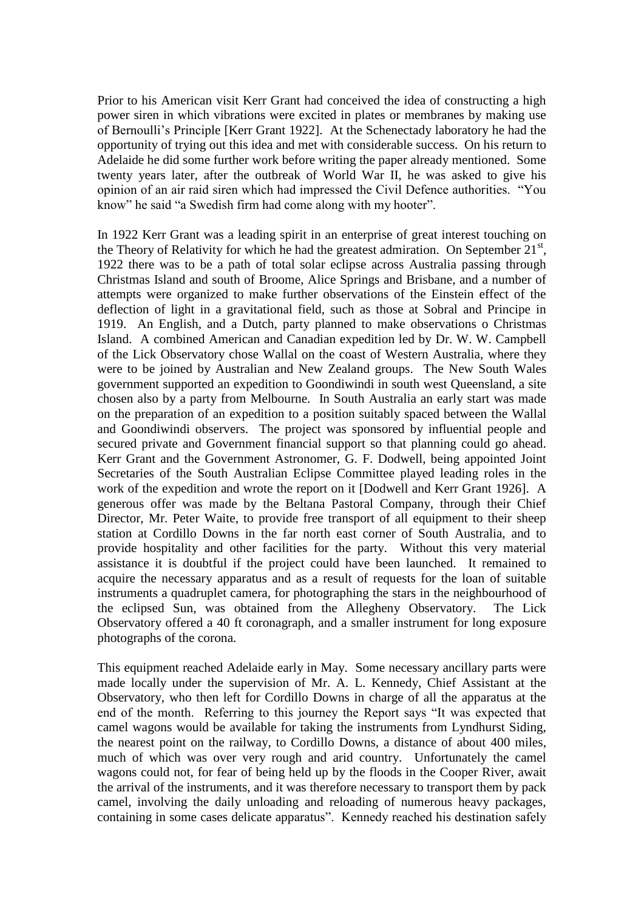Prior to his American visit Kerr Grant had conceived the idea of constructing a high power siren in which vibrations were excited in plates or membranes by making use of Bernoulli's Principle [Kerr Grant 1922]. At the Schenectady laboratory he had the opportunity of trying out this idea and met with considerable success. On his return to Adelaide he did some further work before writing the paper already mentioned. Some twenty years later, after the outbreak of World War II, he was asked to give his opinion of an air raid siren which had impressed the Civil Defence authorities. "You know" he said "a Swedish firm had come along with my hooter".

In 1922 Kerr Grant was a leading spirit in an enterprise of great interest touching on the Theory of Relativity for which he had the greatest admiration. On September 21st, 1922 there was to be a path of total solar eclipse across Australia passing through Christmas Island and south of Broome, Alice Springs and Brisbane, and a number of attempts were organized to make further observations of the Einstein effect of the deflection of light in a gravitational field, such as those at Sobral and Principe in 1919. An English, and a Dutch, party planned to make observations o Christmas Island. A combined American and Canadian expedition led by Dr. W. W. Campbell of the Lick Observatory chose Wallal on the coast of Western Australia, where they were to be joined by Australian and New Zealand groups. The New South Wales government supported an expedition to Goondiwindi in south west Queensland, a site chosen also by a party from Melbourne. In South Australia an early start was made on the preparation of an expedition to a position suitably spaced between the Wallal and Goondiwindi observers. The project was sponsored by influential people and secured private and Government financial support so that planning could go ahead. Kerr Grant and the Government Astronomer, G. F. Dodwell, being appointed Joint Secretaries of the South Australian Eclipse Committee played leading roles in the work of the expedition and wrote the report on it [Dodwell and Kerr Grant 1926]. A generous offer was made by the Beltana Pastoral Company, through their Chief Director, Mr. Peter Waite, to provide free transport of all equipment to their sheep station at Cordillo Downs in the far north east corner of South Australia, and to provide hospitality and other facilities for the party. Without this very material assistance it is doubtful if the project could have been launched. It remained to acquire the necessary apparatus and as a result of requests for the loan of suitable instruments a quadruplet camera, for photographing the stars in the neighbourhood of the eclipsed Sun, was obtained from the Allegheny Observatory. The Lick Observatory offered a 40 ft coronagraph, and a smaller instrument for long exposure photographs of the corona.

This equipment reached Adelaide early in May. Some necessary ancillary parts were made locally under the supervision of Mr. A. L. Kennedy, Chief Assistant at the Observatory, who then left for Cordillo Downs in charge of all the apparatus at the end of the month. Referring to this journey the Report says "It was expected that camel wagons would be available for taking the instruments from Lyndhurst Siding, the nearest point on the railway, to Cordillo Downs, a distance of about 400 miles, much of which was over very rough and arid country. Unfortunately the camel wagons could not, for fear of being held up by the floods in the Cooper River, await the arrival of the instruments, and it was therefore necessary to transport them by pack camel, involving the daily unloading and reloading of numerous heavy packages, containing in some cases delicate apparatus". Kennedy reached his destination safely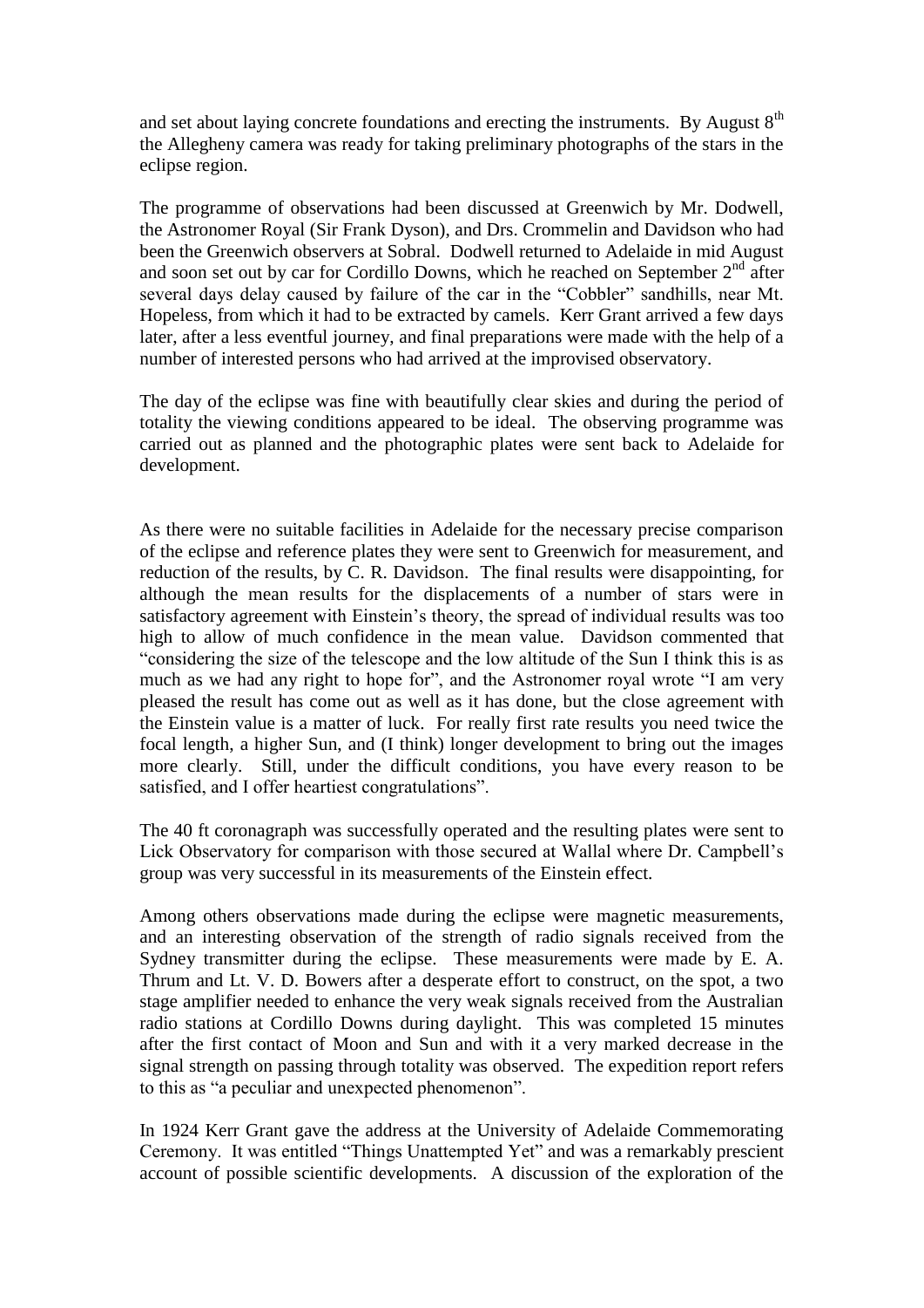and set about laying concrete foundations and erecting the instruments. By August 8th the Allegheny camera was ready for taking preliminary photographs of the stars in the eclipse region.

The programme of observations had been discussed at Greenwich by Mr. Dodwell, the Astronomer Royal (Sir Frank Dyson), and Drs. Crommelin and Davidson who had been the Greenwich observers at Sobral. Dodwell returned to Adelaide in mid August and soon set out by car for Cordillo Downs, which he reached on September 2nd after several days delay caused by failure of the car in the "Cobbler" sandhills, near Mt. Hopeless, from which it had to be extracted by camels. Kerr Grant arrived a few days later, after a less eventful journey, and final preparations were made with the help of a number of interested persons who had arrived at the improvised observatory.

The day of the eclipse was fine with beautifully clear skies and during the period of totality the viewing conditions appeared to be ideal. The observing programme was carried out as planned and the photographic plates were sent back to Adelaide for development.

As there were no suitable facilities in Adelaide for the necessary precise comparison of the eclipse and reference plates they were sent to Greenwich for measurement, and reduction of the results, by C. R. Davidson. The final results were disappointing, for although the mean results for the displacements of a number of stars were in satisfactory agreement with Einstein's theory, the spread of individual results was too high to allow of much confidence in the mean value. Davidson commented that "considering the size of the telescope and the low altitude of the Sun I think this is as much as we had any right to hope for", and the Astronomer royal wrote "I am very pleased the result has come out as well as it has done, but the close agreement with the Einstein value is a matter of luck. For really first rate results you need twice the focal length, a higher Sun, and (I think) longer development to bring out the images more clearly. Still, under the difficult conditions, you have every reason to be satisfied, and I offer heartiest congratulations".

The 40 ft coronagraph was successfully operated and the resulting plates were sent to Lick Observatory for comparison with those secured at Wallal where Dr. Campbell's group was very successful in its measurements of the Einstein effect.

Among others observations made during the eclipse were magnetic measurements, and an interesting observation of the strength of radio signals received from the Sydney transmitter during the eclipse. These measurements were made by E. A. Thrum and Lt. V. D. Bowers after a desperate effort to construct, on the spot, a two stage amplifier needed to enhance the very weak signals received from the Australian radio stations at Cordillo Downs during daylight. This was completed 15 minutes after the first contact of Moon and Sun and with it a very marked decrease in the signal strength on passing through totality was observed. The expedition report refers to this as "a peculiar and unexpected phenomenon".

In 1924 Kerr Grant gave the address at the University of Adelaide Commemorating Ceremony. It was entitled "Things Unattempted Yet" and was a remarkably prescient account of possible scientific developments. A discussion of the exploration of the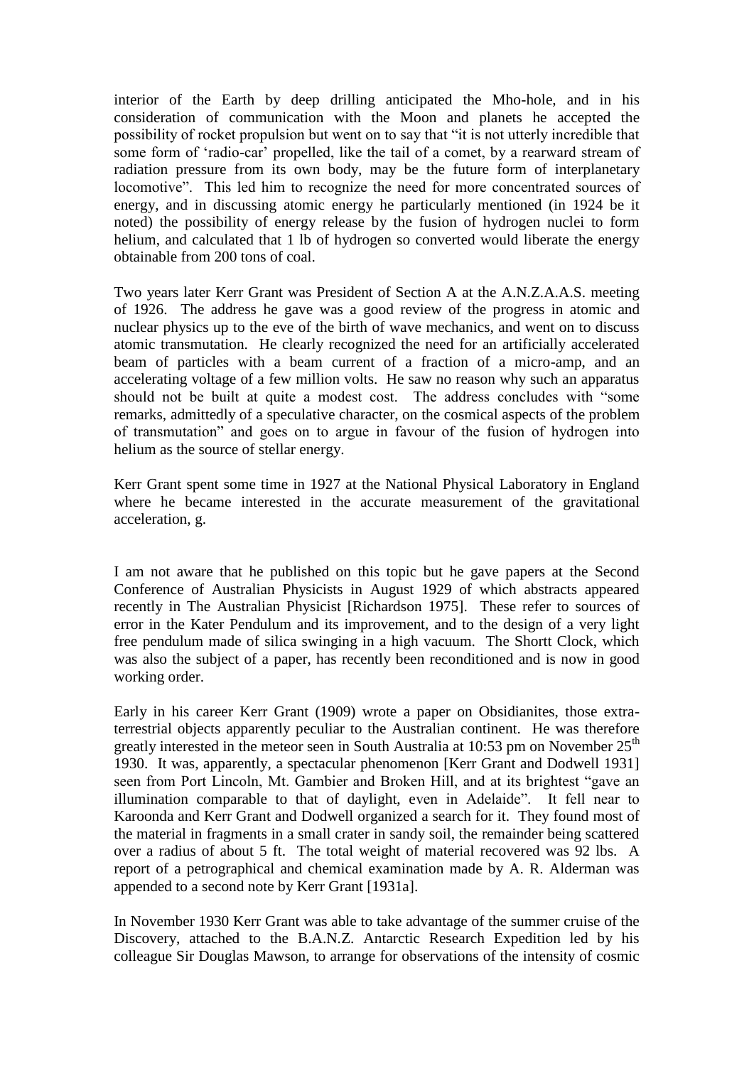interior of the Earth by deep drilling anticipated the Mho-hole, and in his consideration of communication with the Moon and planets he accepted the possibility of rocket propulsion but went on to say that "it is not utterly incredible that some form of 'radio-car' propelled, like the tail of a comet, by a rearward stream of radiation pressure from its own body, may be the future form of interplanetary locomotive". This led him to recognize the need for more concentrated sources of energy, and in discussing atomic energy he particularly mentioned (in 1924 be it noted) the possibility of energy release by the fusion of hydrogen nuclei to form helium, and calculated that 1 lb of hydrogen so converted would liberate the energy obtainable from 200 tons of coal.

Two years later Kerr Grant was President of Section A at the A.N.Z.A.A.S. meeting of 1926. The address he gave was a good review of the progress in atomic and nuclear physics up to the eve of the birth of wave mechanics, and went on to discuss atomic transmutation. He clearly recognized the need for an artificially accelerated beam of particles with a beam current of a fraction of a micro-amp, and an accelerating voltage of a few million volts. He saw no reason why such an apparatus should not be built at quite a modest cost. The address concludes with "some remarks, admittedly of a speculative character, on the cosmical aspects of the problem of transmutation" and goes on to argue in favour of the fusion of hydrogen into helium as the source of stellar energy.

Kerr Grant spent some time in 1927 at the National Physical Laboratory in England where he became interested in the accurate measurement of the gravitational acceleration, g.

I am not aware that he published on this topic but he gave papers at the Second Conference of Australian Physicists in August 1929 of which abstracts appeared recently in The Australian Physicist [Richardson 1975]. These refer to sources of error in the Kater Pendulum and its improvement, and to the design of a very light free pendulum made of silica swinging in a high vacuum. The Shortt Clock, which was also the subject of a paper, has recently been reconditioned and is now in good working order.

Early in his career Kerr Grant (1909) wrote a paper on Obsidianites, those extra-terrestrial objects apparently peculiar to the Australian continent. He was therefore greatly interested in the meteor seen in South Australia at 10:53 pm on November 25th 1930. It was, apparently, a spectacular phenomenon [Kerr Grant and Dodwell 1931] seen from Port Lincoln, Mt. Gambier and Broken Hill, and at its brightest "gave an illumination comparable to that of daylight, even in Adelaide". It fell near to Karoonda and Kerr Grant and Dodwell organized a search for it. They found most of the material in fragments in a small crater in sandy soil, the remainder being scattered over a radius of about 5 ft. The total weight of material recovered was 92 lbs. A report of a petrographical and chemical examination made by A. R. Alderman was appended to a second note by Kerr Grant [1931a].

In November 1930 Kerr Grant was able to take advantage of the summer cruise of the Discovery, attached to the B.A.N.Z. Antarctic Research Expedition led by his colleague Sir Douglas Mawson, to arrange for observations of the intensity of cosmic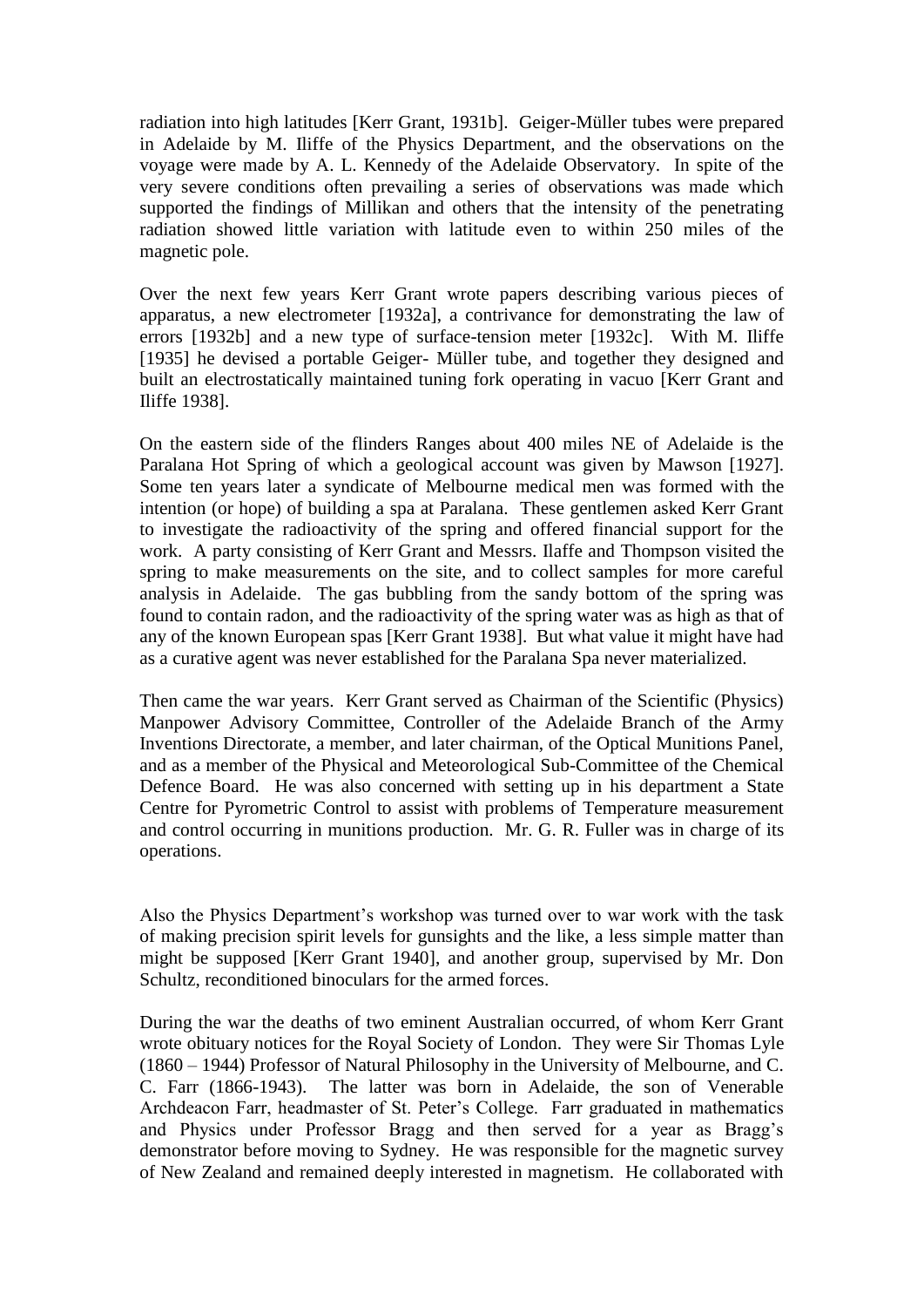radiation into high latitudes [Kerr Grant, 1931b]. Geiger-Müller tubes were prepared in Adelaide by M. Iliffe of the Physics Department, and the observations on the voyage were made by A. L. Kennedy of the Adelaide Observatory. In spite of the very severe conditions often prevailing a series of observations was made which supported the findings of Millikan and others that the intensity of the penetrating radiation showed little variation with latitude even to within 250 miles of the magnetic pole.

Over the next few years Kerr Grant wrote papers describing various pieces of apparatus, a new electrometer [1932a], a contrivance for demonstrating the law of errors [1932b] and a new type of surface-tension meter [1932c]. With M. Iliffe [1935] he devised a portable Geiger- Müller tube, and together they designed and built an electrostatically maintained tuning fork operating in vacuo [Kerr Grant and Iliffe 1938].

On the eastern side of the flinders Ranges about 400 miles NE of Adelaide is the Paralana Hot Spring of which a geological account was given by Mawson [1927]. Some ten years later a syndicate of Melbourne medical men was formed with the intention (or hope) of building a spa at Paralana. These gentlemen asked Kerr Grant to investigate the radioactivity of the spring and offered financial support for the work. A party consisting of Kerr Grant and Messrs. Ilaffe and Thompson visited the spring to make measurements on the site, and to collect samples for more careful analysis in Adelaide. The gas bubbling from the sandy bottom of the spring was found to contain radon, and the radioactivity of the spring water was as high as that of any of the known European spas [Kerr Grant 1938]. But what value it might have had as a curative agent was never established for the Paralana Spa never materialized.

Then came the war years. Kerr Grant served as Chairman of the Scientific (Physics) Manpower Advisory Committee, Controller of the Adelaide Branch of the Army Inventions Directorate, a member, and later chairman, of the Optical Munitions Panel, and as a member of the Physical and Meteorological Sub-Committee of the Chemical Defence Board. He was also concerned with setting up in his department a State Centre for Pyrometric Control to assist with problems of Temperature measurement and control occurring in munitions production. Mr. G. R. Fuller was in charge of its operations.

Also the Physics Department's workshop was turned over to war work with the task of making precision spirit levels for gunsights and the like, a less simple matter than might be supposed [Kerr Grant 1940], and another group, supervised by Mr. Don Schultz, reconditioned binoculars for the armed forces.

During the war the deaths of two eminent Australian occurred, of whom Kerr Grant wrote obituary notices for the Royal Society of London. They were Sir Thomas Lyle (1860 – 1944) Professor of Natural Philosophy in the University of Melbourne, and C. C. Farr (1866-1943). The latter was born in Adelaide, the son of Venerable Archdeacon Farr, headmaster of St. Peter's College. Farr graduated in mathematics and Physics under Professor Bragg and then served for a year as Bragg's demonstrator before moving to Sydney. He was responsible for the magnetic survey of New Zealand and remained deeply interested in magnetism. He collaborated with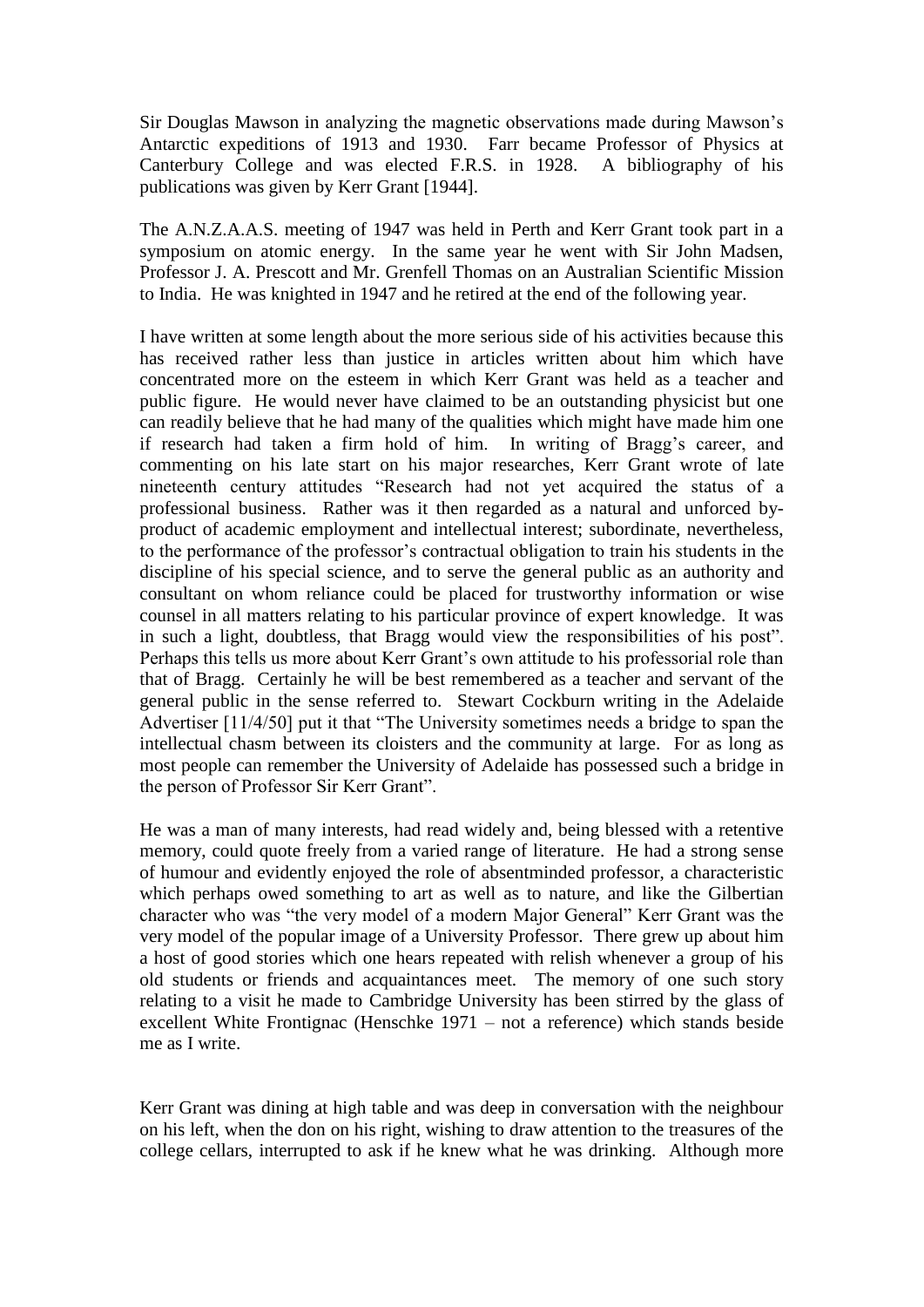Sir Douglas Mawson in analyzing the magnetic observations made during Mawson's Antarctic expeditions of 1913 and 1930. Farr became Professor of Physics at Canterbury College and was elected F.R.S. in 1928. A bibliography of his publications was given by Kerr Grant [1944].

The A.N.Z.A.A.S. meeting of 1947 was held in Perth and Kerr Grant took part in a symposium on atomic energy. In the same year he went with Sir John Madsen, Professor J. A. Prescott and Mr. Grenfell Thomas on an Australian Scientific Mission to India. He was knighted in 1947 and he retired at the end of the following year.

I have written at some length about the more serious side of his activities because this has received rather less than justice in articles written about him which have concentrated more on the esteem in which Kerr Grant was held as a teacher and public figure. He would never have claimed to be an outstanding physicist but one can readily believe that he had many of the qualities which might have made him one if research had taken a firm hold of him. In writing of Bragg's career, and commenting on his late start on his major researches, Kerr Grant wrote of late nineteenth century attitudes "Research had not yet acquired the status of a professional business. Rather was it then regarded as a natural and unforced by-product of academic employment and intellectual interest; subordinate, nevertheless, to the performance of the professor's contractual obligation to train his students in the discipline of his special science, and to serve the general public as an authority and consultant on whom reliance could be placed for trustworthy information or wise counsel in all matters relating to his particular province of expert knowledge. It was in such a light, doubtless, that Bragg would view the responsibilities of his post". Perhaps this tells us more about Kerr Grant's own attitude to his professorial role than that of Bragg. Certainly he will be best remembered as a teacher and servant of the general public in the sense referred to. Stewart Cockburn writing in the Adelaide Advertiser [11/4/50] put it that "The University sometimes needs a bridge to span the intellectual chasm between its cloisters and the community at large. For as long as most people can remember the University of Adelaide has possessed such a bridge in the person of Professor Sir Kerr Grant".

He was a man of many interests, had read widely and, being blessed with a retentive memory, could quote freely from a varied range of literature. He had a strong sense of humour and evidently enjoyed the role of absentminded professor, a characteristic which perhaps owed something to art as well as to nature, and like the Gilbertian character who was "the very model of a modern Major General" Kerr Grant was the very model of the popular image of a University Professor. There grew up about him a host of good stories which one hears repeated with relish whenever a group of his old students or friends and acquaintances meet. The memory of one such story relating to a visit he made to Cambridge University has been stirred by the glass of excellent White Frontignac (Henschke 1971 – not a reference) which stands beside me as I write.

Kerr Grant was dining at high table and was deep in conversation with the neighbour on his left, when the don on his right, wishing to draw attention to the treasures of the college cellars, interrupted to ask if he knew what he was drinking. Although more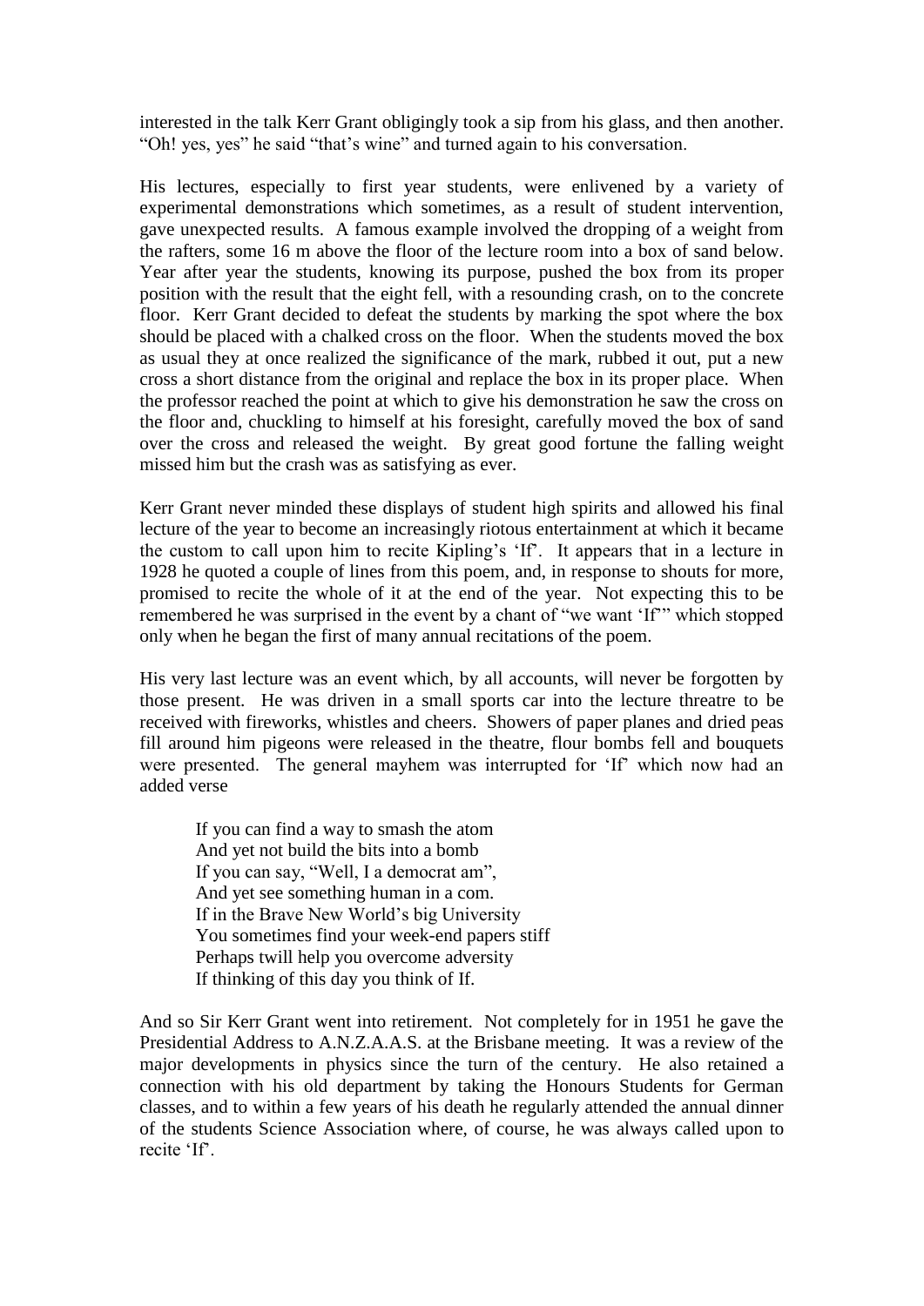interested in the talk Kerr Grant obligingly took a sip from his glass, and then another. "Oh! yes, yes" he said "that's wine" and turned again to his conversation.

His lectures, especially to first year students, were enlivened by a variety of experimental demonstrations which sometimes, as a result of student intervention, gave unexpected results. A famous example involved the dropping of a weight from the rafters, some 16 m above the floor of the lecture room into a box of sand below. Year after year the students, knowing its purpose, pushed the box from its proper position with the result that the eight fell, with a resounding crash, on to the concrete floor. Kerr Grant decided to defeat the students by marking the spot where the box should be placed with a chalked cross on the floor. When the students moved the box as usual they at once realized the significance of the mark, rubbed it out, put a new cross a short distance from the original and replace the box in its proper place. When the professor reached the point at which to give his demonstration he saw the cross on the floor and, chuckling to himself at his foresight, carefully moved the box of sand over the cross and released the weight. By great good fortune the falling weight missed him but the crash was as satisfying as ever.

Kerr Grant never minded these displays of student high spirits and allowed his final lecture of the year to become an increasingly riotous entertainment at which it became the custom to call upon him to recite Kipling's 'If'. It appears that in a lecture in 1928 he quoted a couple of lines from this poem, and, in response to shouts for more, promised to recite the whole of it at the end of the year. Not expecting this to be remembered he was surprised in the event by a chant of "we want 'If'" which stopped only when he began the first of many annual recitations of the poem.

His very last lecture was an event which, by all accounts, will never be forgotten by those present. He was driven in a small sports car into the lecture threatre to be received with fireworks, whistles and cheers. Showers of paper planes and dried peas fill around him pigeons were released in the theatre, flour bombs fell and bouquets were presented. The general mayhem was interrupted for 'If' which now had an added verse

> If you can find a way to smash the atom
> And yet not build the bits into a bomb
> If you can say, "Well, I a democrat am",
> And yet see something human in a com.
> If in the Brave New World's big University
> You sometimes find your week-end papers stiff
> Perhaps twill help you overcome adversity
> If thinking of this day you think of If.

And so Sir Kerr Grant went into retirement. Not completely for in 1951 he gave the Presidential Address to A.N.Z.A.A.S. at the Brisbane meeting. It was a review of the major developments in physics since the turn of the century. He also retained a connection with his old department by taking the Honours Students for German classes, and to within a few years of his death he regularly attended the annual dinner of the students Science Association where, of course, he was always called upon to recite 'If'.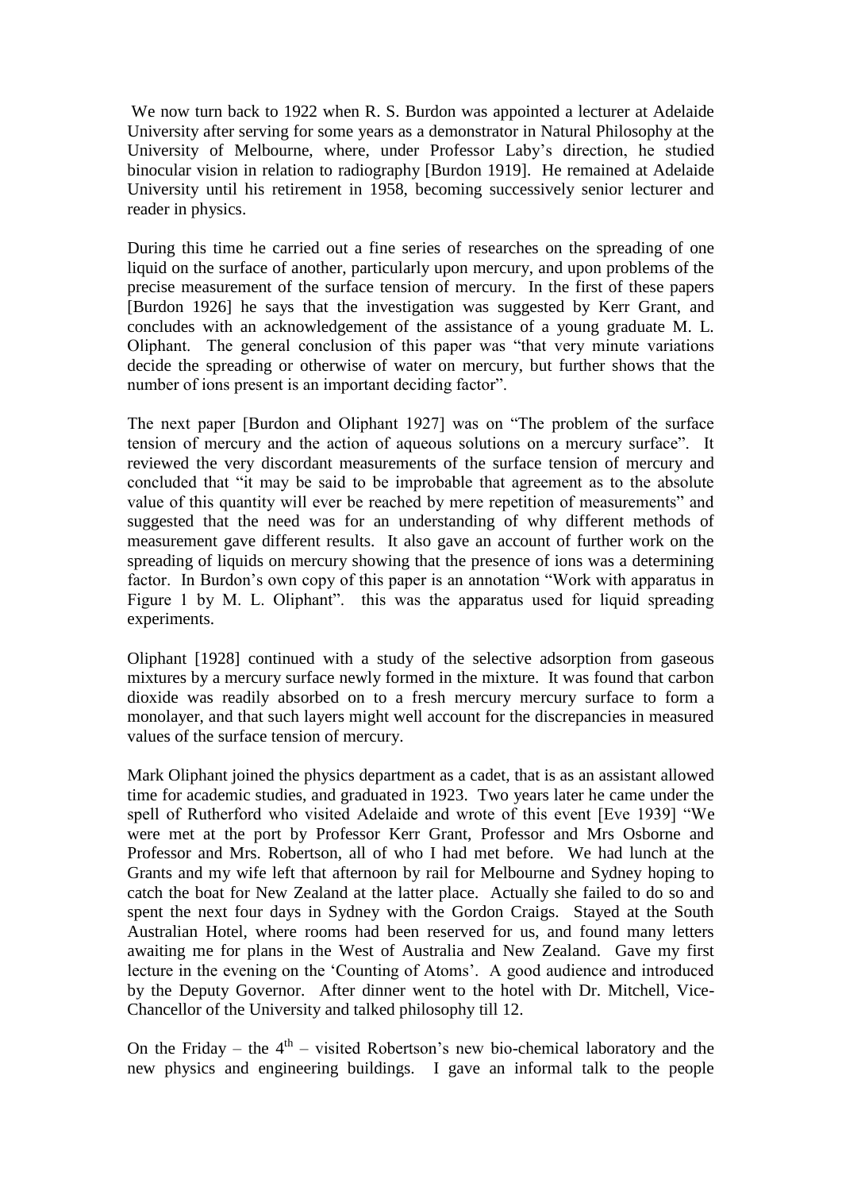We now turn back to 1922 when R. S. Burdon was appointed a lecturer at Adelaide University after serving for some years as a demonstrator in Natural Philosophy at the University of Melbourne, where, under Professor Laby's direction, he studied binocular vision in relation to radiography [Burdon 1919]. He remained at Adelaide University until his retirement in 1958, becoming successively senior lecturer and reader in physics.

During this time he carried out a fine series of researches on the spreading of one liquid on the surface of another, particularly upon mercury, and upon problems of the precise measurement of the surface tension of mercury. In the first of these papers [Burdon 1926] he says that the investigation was suggested by Kerr Grant, and concludes with an acknowledgement of the assistance of a young graduate M. L. Oliphant. The general conclusion of this paper was "that very minute variations decide the spreading or otherwise of water on mercury, but further shows that the number of ions present is an important deciding factor".

The next paper [Burdon and Oliphant 1927] was on "The problem of the surface tension of mercury and the action of aqueous solutions on a mercury surface". It reviewed the very discordant measurements of the surface tension of mercury and concluded that "it may be said to be improbable that agreement as to the absolute value of this quantity will ever be reached by mere repetition of measurements" and suggested that the need was for an understanding of why different methods of measurement gave different results. It also gave an account of further work on the spreading of liquids on mercury showing that the presence of ions was a determining factor. In Burdon's own copy of this paper is an annotation "Work with apparatus in Figure 1 by M. L. Oliphant". this was the apparatus used for liquid spreading experiments.

Oliphant [1928] continued with a study of the selective adsorption from gaseous mixtures by a mercury surface newly formed in the mixture. It was found that carbon dioxide was readily absorbed on to a fresh mercury mercury surface to form a monolayer, and that such layers might well account for the discrepancies in measured values of the surface tension of mercury.

Mark Oliphant joined the physics department as a cadet, that is as an assistant allowed time for academic studies, and graduated in 1923. Two years later he came under the spell of Rutherford who visited Adelaide and wrote of this event [Eve 1939] "We were met at the port by Professor Kerr Grant, Professor and Mrs Osborne and Professor and Mrs. Robertson, all of who I had met before. We had lunch at the Grants and my wife left that afternoon by rail for Melbourne and Sydney hoping to catch the boat for New Zealand at the latter place. Actually she failed to do so and spent the next four days in Sydney with the Gordon Craigs. Stayed at the South Australian Hotel, where rooms had been reserved for us, and found many letters awaiting me for plans in the West of Australia and New Zealand. Gave my first lecture in the evening on the 'Counting of Atoms'. A good audience and introduced by the Deputy Governor. After dinner went to the hotel with Dr. Mitchell, Vice-Chancellor of the University and talked philosophy till 12.

On the Friday – the 4th – visited Robertson's new bio-chemical laboratory and the new physics and engineering buildings. I gave an informal talk to the people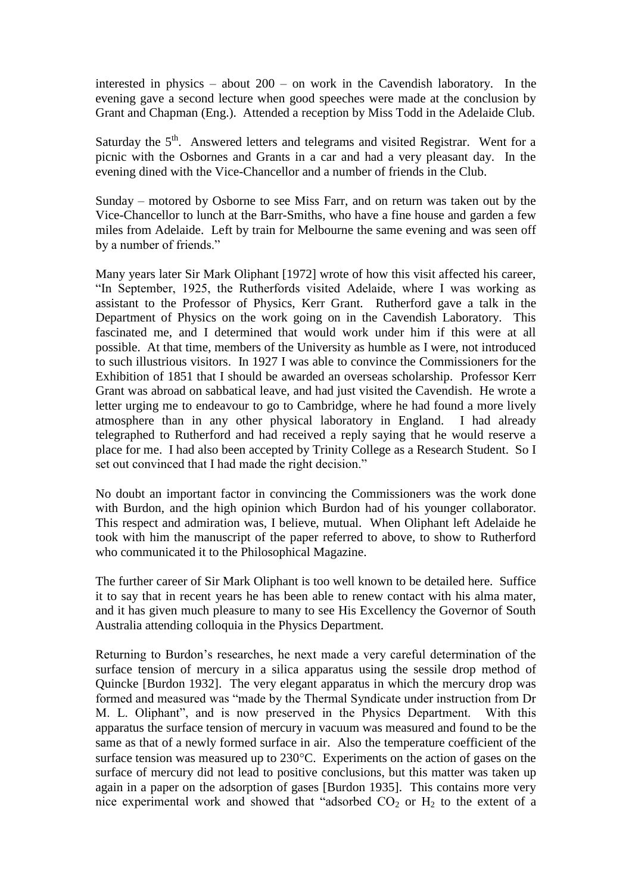interested in physics – about 200 – on work in the Cavendish laboratory. In the evening gave a second lecture when good speeches were made at the conclusion by Grant and Chapman (Eng.). Attended a reception by Miss Todd in the Adelaide Club.

Saturday the 5th. Answered letters and telegrams and visited Registrar. Went for a picnic with the Osbornes and Grants in a car and had a very pleasant day. In the evening dined with the Vice-Chancellor and a number of friends in the Club.

Sunday – motored by Osborne to see Miss Farr, and on return was taken out by the Vice-Chancellor to lunch at the Barr-Smiths, who have a fine house and garden a few miles from Adelaide. Left by train for Melbourne the same evening and was seen off by a number of friends."

Many years later Sir Mark Oliphant [1972] wrote of how this visit affected his career, "In September, 1925, the Rutherfords visited Adelaide, where I was working as assistant to the Professor of Physics, Kerr Grant. Rutherford gave a talk in the Department of Physics on the work going on in the Cavendish Laboratory. This fascinated me, and I determined that would work under him if this were at all possible. At that time, members of the University as humble as I were, not introduced to such illustrious visitors. In 1927 I was able to convince the Commissioners for the Exhibition of 1851 that I should be awarded an overseas scholarship. Professor Kerr Grant was abroad on sabbatical leave, and had just visited the Cavendish. He wrote a letter urging me to endeavour to go to Cambridge, where he had found a more lively atmosphere than in any other physical laboratory in England. I had already telegraphed to Rutherford and had received a reply saying that he would reserve a place for me. I had also been accepted by Trinity College as a Research Student. So I set out convinced that I had made the right decision."

No doubt an important factor in convincing the Commissioners was the work done with Burdon, and the high opinion which Burdon had of his younger collaborator. This respect and admiration was, I believe, mutual. When Oliphant left Adelaide he took with him the manuscript of the paper referred to above, to show to Rutherford who communicated it to the Philosophical Magazine.

The further career of Sir Mark Oliphant is too well known to be detailed here. Suffice it to say that in recent years he has been able to renew contact with his alma mater, and it has given much pleasure to many to see His Excellency the Governor of South Australia attending colloquia in the Physics Department.

Returning to Burdon's researches, he next made a very careful determination of the surface tension of mercury in a silica apparatus using the sessile drop method of Quincke [Burdon 1932]. The very elegant apparatus in which the mercury drop was formed and measured was "made by the Thermal Syndicate under instruction from Dr M. L. Oliphant", and is now preserved in the Physics Department. With this apparatus the surface tension of mercury in vacuum was measured and found to be the same as that of a newly formed surface in air. Also the temperature coefficient of the surface tension was measured up to 230°C. Experiments on the action of gases on the surface of mercury did not lead to positive conclusions, but this matter was taken up again in a paper on the adsorption of gases [Burdon 1935]. This contains more very nice experimental work and showed that "adsorbed $CO_2$ or $H_2$ to the extent of a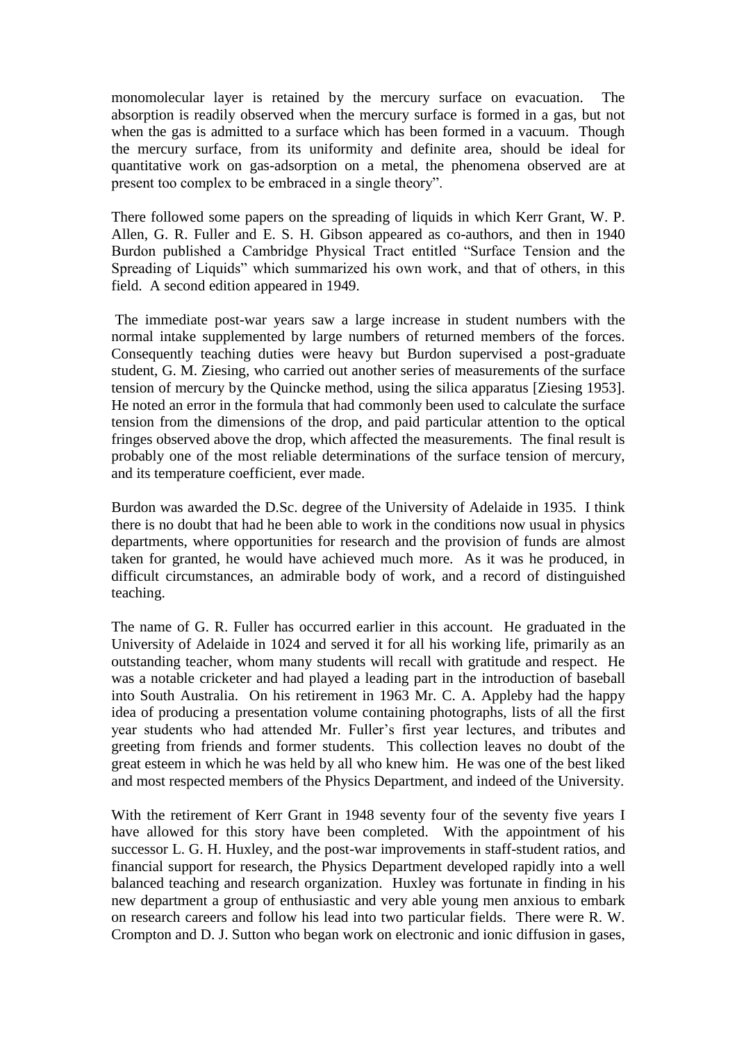monomolecular layer is retained by the mercury surface on evacuation. The absorption is readily observed when the mercury surface is formed in a gas, but not when the gas is admitted to a surface which has been formed in a vacuum. Though the mercury surface, from its uniformity and definite area, should be ideal for quantitative work on gas-adsorption on a metal, the phenomena observed are at present too complex to be embraced in a single theory".

There followed some papers on the spreading of liquids in which Kerr Grant, W. P. Allen, G. R. Fuller and E. S. H. Gibson appeared as co-authors, and then in 1940 Burdon published a Cambridge Physical Tract entitled "Surface Tension and the Spreading of Liquids" which summarized his own work, and that of others, in this field. A second edition appeared in 1949.

The immediate post-war years saw a large increase in student numbers with the normal intake supplemented by large numbers of returned members of the forces. Consequently teaching duties were heavy but Burdon supervised a post-graduate student, G. M. Ziesing, who carried out another series of measurements of the surface tension of mercury by the Quincke method, using the silica apparatus [Ziesing 1953]. He noted an error in the formula that had commonly been used to calculate the surface tension from the dimensions of the drop, and paid particular attention to the optical fringes observed above the drop, which affected the measurements. The final result is probably one of the most reliable determinations of the surface tension of mercury, and its temperature coefficient, ever made.

Burdon was awarded the D.Sc. degree of the University of Adelaide in 1935. I think there is no doubt that had he been able to work in the conditions now usual in physics departments, where opportunities for research and the provision of funds are almost taken for granted, he would have achieved much more. As it was he produced, in difficult circumstances, an admirable body of work, and a record of distinguished teaching.

The name of G. R. Fuller has occurred earlier in this account. He graduated in the University of Adelaide in 1024 and served it for all his working life, primarily as an outstanding teacher, whom many students will recall with gratitude and respect. He was a notable cricketer and had played a leading part in the introduction of baseball into South Australia. On his retirement in 1963 Mr. C. A. Appleby had the happy idea of producing a presentation volume containing photographs, lists of all the first year students who had attended Mr. Fuller's first year lectures, and tributes and greeting from friends and former students. This collection leaves no doubt of the great esteem in which he was held by all who knew him. He was one of the best liked and most respected members of the Physics Department, and indeed of the University.

With the retirement of Kerr Grant in 1948 seventy four of the seventy five years I have allowed for this story have been completed. With the appointment of his successor L. G. H. Huxley, and the post-war improvements in staff-student ratios, and financial support for research, the Physics Department developed rapidly into a well balanced teaching and research organization. Huxley was fortunate in finding in his new department a group of enthusiastic and very able young men anxious to embark on research careers and follow his lead into two particular fields. There were R. W. Crompton and D. J. Sutton who began work on electronic and ionic diffusion in gases,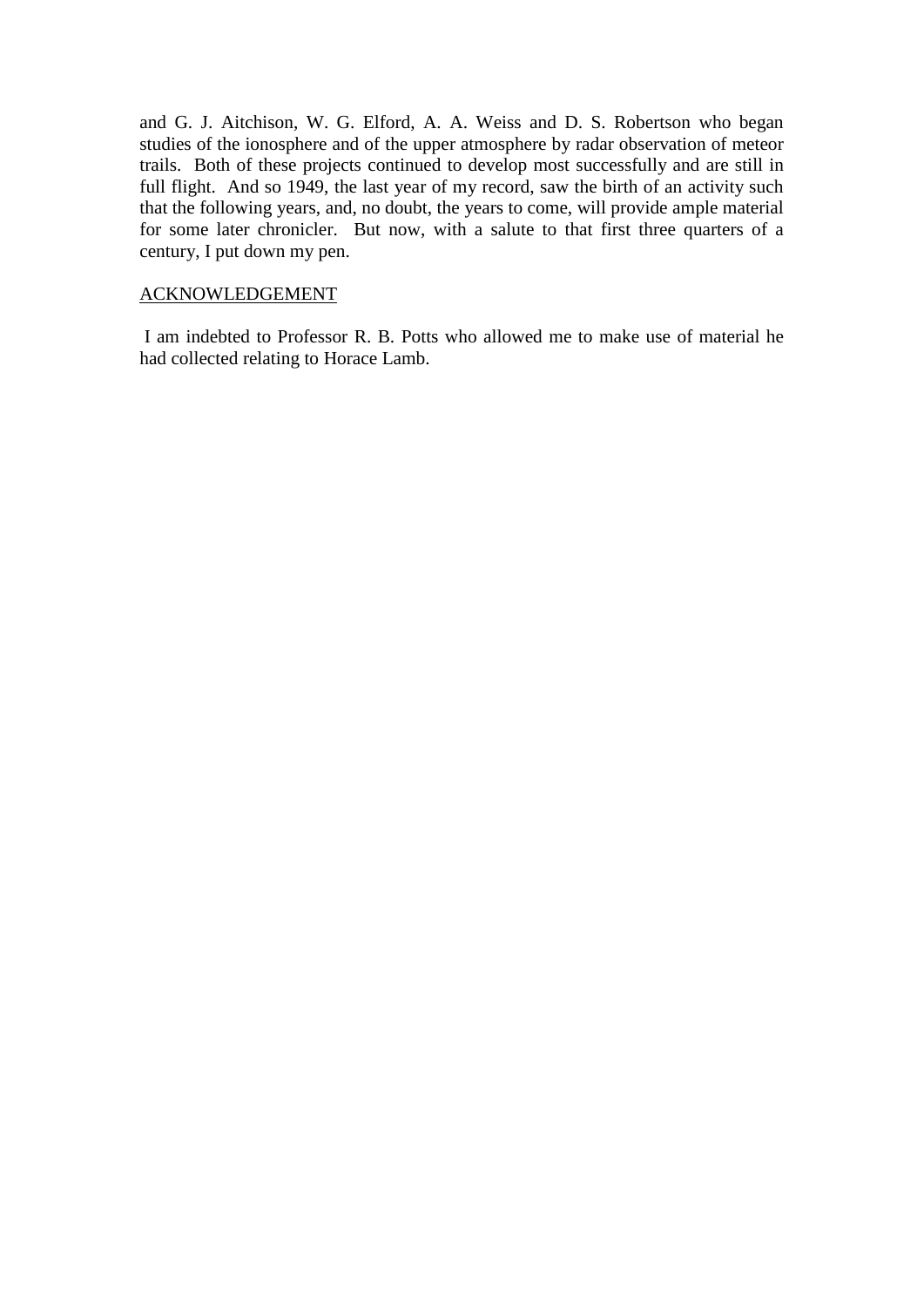and G. J. Aitchison, W. G. Elford, A. A. Weiss and D. S. Robertson who began studies of the ionosphere and of the upper atmosphere by radar observation of meteor trails. Both of these projects continued to develop most successfully and are still in full flight. And so 1949, the last year of my record, saw the birth of an activity such that the following years, and, no doubt, the years to come, will provide ample material for some later chronicler. But now, with a salute to that first three quarters of a century, I put down my pen.

## ACKNOWLEDGEMENT

I am indebted to Professor R. B. Potts who allowed me to make use of material he had collected relating to Horace Lamb.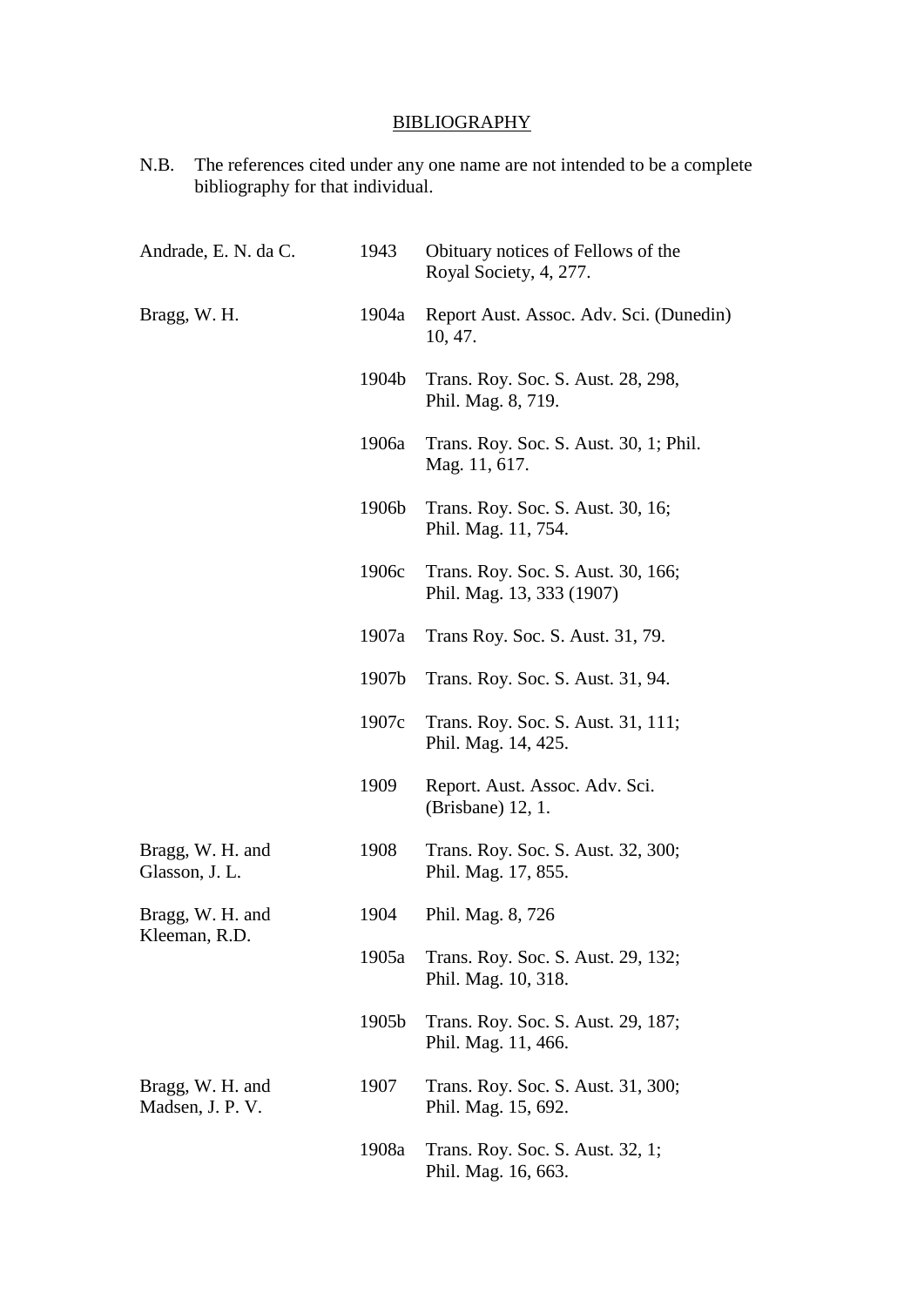# BIBLIOGRAPHY

N.B. The references cited under any one name are not intended to be a complete bibliography for that individual.

| Author | Year | Reference |
|---|---|---|
| Andrade, E. N. da C. | 1943 | Obituary notices of Fellows of the Royal Society, 4, 277. |
| Bragg, W. H. | 1904a | Report Aust. Assoc. Adv. Sci. (Dunedin) 10, 47. |
| | 1904b | Trans. Roy. Soc. S. Aust. 28, 298, Phil. Mag. 8, 719. |
| | 1906a | Trans. Roy. Soc. S. Aust. 30, 1; Phil. Mag. 11, 617. |
| | 1906b | Trans. Roy. Soc. S. Aust. 30, 16; Phil. Mag. 11, 754. |
| | 1906c | Trans. Roy. Soc. S. Aust. 30, 166; Phil. Mag. 13, 333 (1907) |
| | 1907a | Trans Roy. Soc. S. Aust. 31, 79. |
| | 1907b | Trans. Roy. Soc. S. Aust. 31, 94. |
| | 1907c | Trans. Roy. Soc. S. Aust. 31, 111; Phil. Mag. 14, 425. |
| | 1909 | Report. Aust. Assoc. Adv. Sci. (Brisbane) 12, 1. |
| Bragg, W. H. and Glasson, J. L. | 1908 | Trans. Roy. Soc. S. Aust. 32, 300; Phil. Mag. 17, 855. |
| Bragg, W. H. and Kleeman, R.D. | 1904 | Phil. Mag. 8, 726 |
| | 1905a | Trans. Roy. Soc. S. Aust. 29, 132; Phil. Mag. 10, 318. |
| | 1905b | Trans. Roy. Soc. S. Aust. 29, 187; Phil. Mag. 11, 466. |
| Bragg, W. H. and Madsen, J. P. V. | 1907 | Trans. Roy. Soc. S. Aust. 31, 300; Phil. Mag. 15, 692. |
| | 1908a | Trans. Roy. Soc. S. Aust. 32, 1; Phil. Mag. 16, 663. |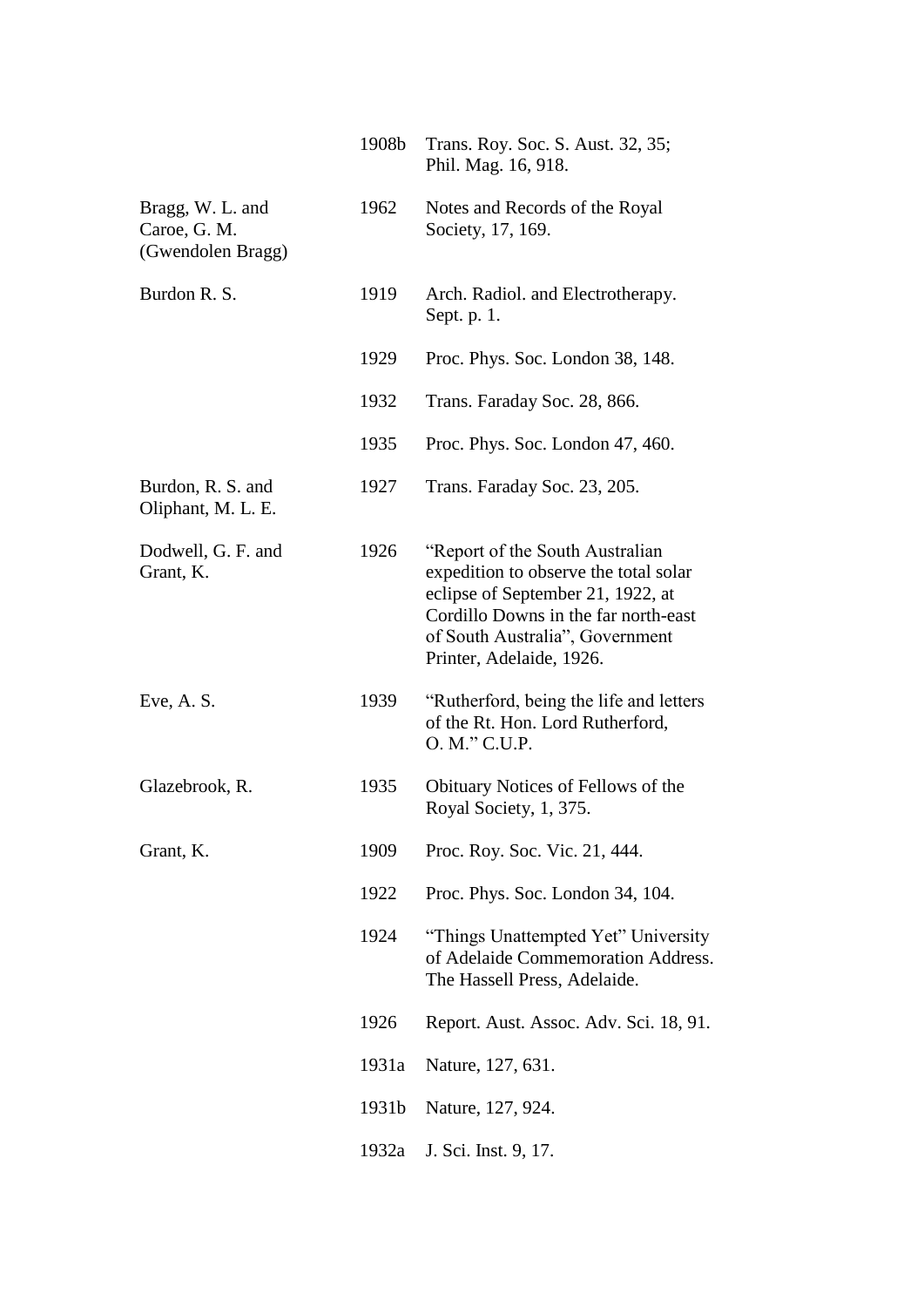| | | |
|---|---|---|
| | 1908b | Trans. Roy. Soc. S. Aust. 32, 35; Phil. Mag. 16, 918. |
| Bragg, W. L. and Caroe, G. M. (Gwendolen Bragg) | 1962 | Notes and Records of the Royal Society, 17, 169. |
| Burdon R. S. | 1919 | Arch. Radiol. and Electrotherapy. Sept. p. 1. |
| | 1929 | Proc. Phys. Soc. London 38, 148. |
| | 1932 | Trans. Faraday Soc. 28, 866. |
| | 1935 | Proc. Phys. Soc. London 47, 460. |
| Burdon, R. S. and Oliphant, M. L. E. | 1927 | Trans. Faraday Soc. 23, 205. |
| Dodwell, G. F. and Grant, K. | 1926 | "Report of the South Australian expedition to observe the total solar eclipse of September 21, 1922, at Cordillo Downs in the far north-east of South Australia", Government Printer, Adelaide, 1926. |
| Eve, A. S. | 1939 | "Rutherford, being the life and letters of the Rt. Hon. Lord Rutherford, O. M." C.U.P. |
| Glazebrook, R. | 1935 | Obituary Notices of Fellows of the Royal Society, 1, 375. |
| Grant, K. | 1909 | Proc. Roy. Soc. Vic. 21, 444. |
| | 1922 | Proc. Phys. Soc. London 34, 104. |
| | 1924 | "Things Unattempted Yet" University of Adelaide Commemoration Address. The Hassell Press, Adelaide. |
| | 1926 | Report. Aust. Assoc. Adv. Sci. 18, 91. |
| | 1931a | Nature, 127, 631. |
| | 1931b | Nature, 127, 924. |
| | 1932a | J. Sci. Inst. 9, 17. |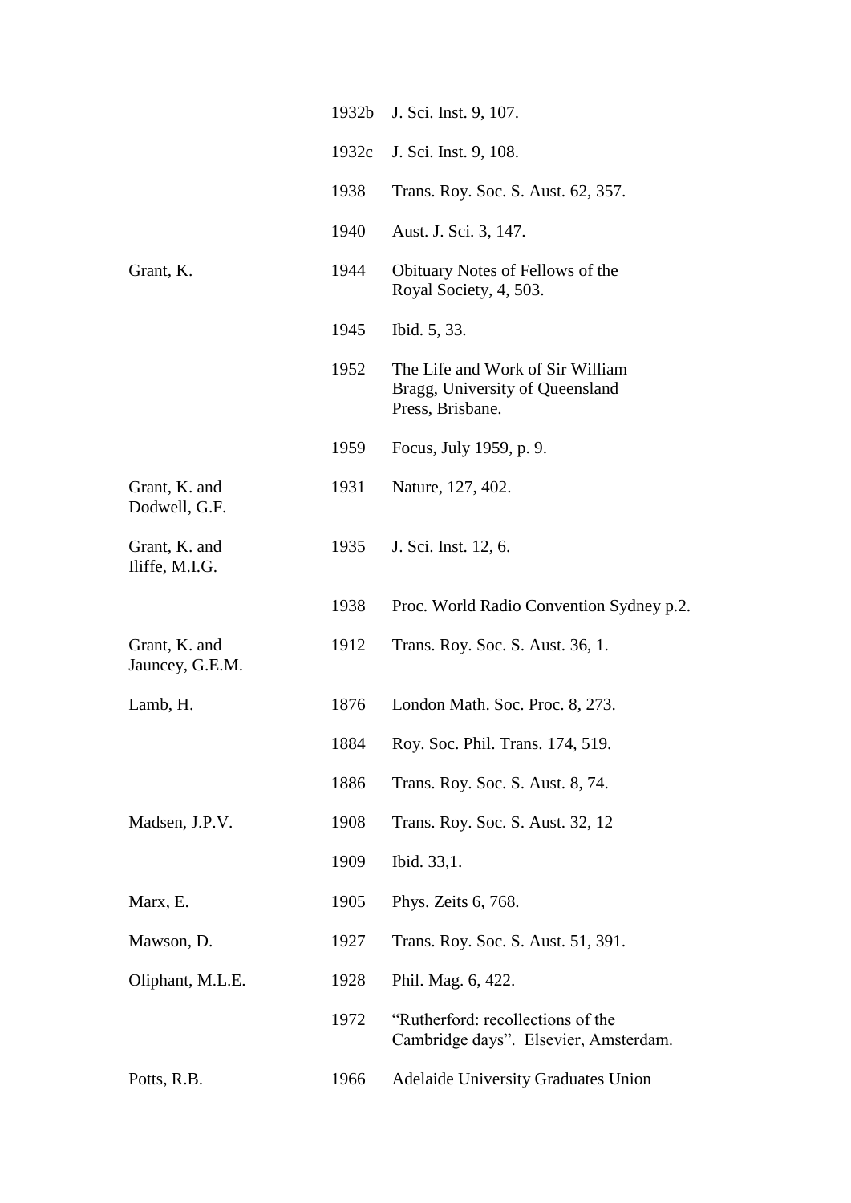| | | |
|---|---|---|
| | 1932b | J. Sci. Inst. 9, 107. |
| | 1932c | J. Sci. Inst. 9, 108. |
| | 1938 | Trans. Roy. Soc. S. Aust. 62, 357. |
| | 1940 | Aust. J. Sci. 3, 147. |
| Grant, K. | 1944 | Obituary Notes of Fellows of the Royal Society, 4, 503. |
| | 1945 | Ibid. 5, 33. |
| | 1952 | The Life and Work of Sir William Bragg, University of Queensland Press, Brisbane. |
| | 1959 | Focus, July 1959, p. 9. |
| Grant, K. and Dodwell, G.F. | 1931 | Nature, 127, 402. |
| Grant, K. and Iliffe, M.I.G. | 1935 | J. Sci. Inst. 12, 6. |
| | 1938 | Proc. World Radio Convention Sydney p.2. |
| Grant, K. and Jauncey, G.E.M. | 1912 | Trans. Roy. Soc. S. Aust. 36, 1. |
| Lamb, H. | 1876 | London Math. Soc. Proc. 8, 273. |
| | 1884 | Roy. Soc. Phil. Trans. 174, 519. |
| | 1886 | Trans. Roy. Soc. S. Aust. 8, 74. |
| Madsen, J.P.V. | 1908 | Trans. Roy. Soc. S. Aust. 32, 12 |
| | 1909 | Ibid. 33,1. |
| Marx, E. | 1905 | Phys. Zeits 6, 768. |
| Mawson, D. | 1927 | Trans. Roy. Soc. S. Aust. 51, 391. |
| Oliphant, M.L.E. | 1928 | Phil. Mag. 6, 422. |
| | 1972 | "Rutherford: recollections of the Cambridge days". Elsevier, Amsterdam. |
| Potts, R.B. | 1966 | Adelaide University Graduates Union |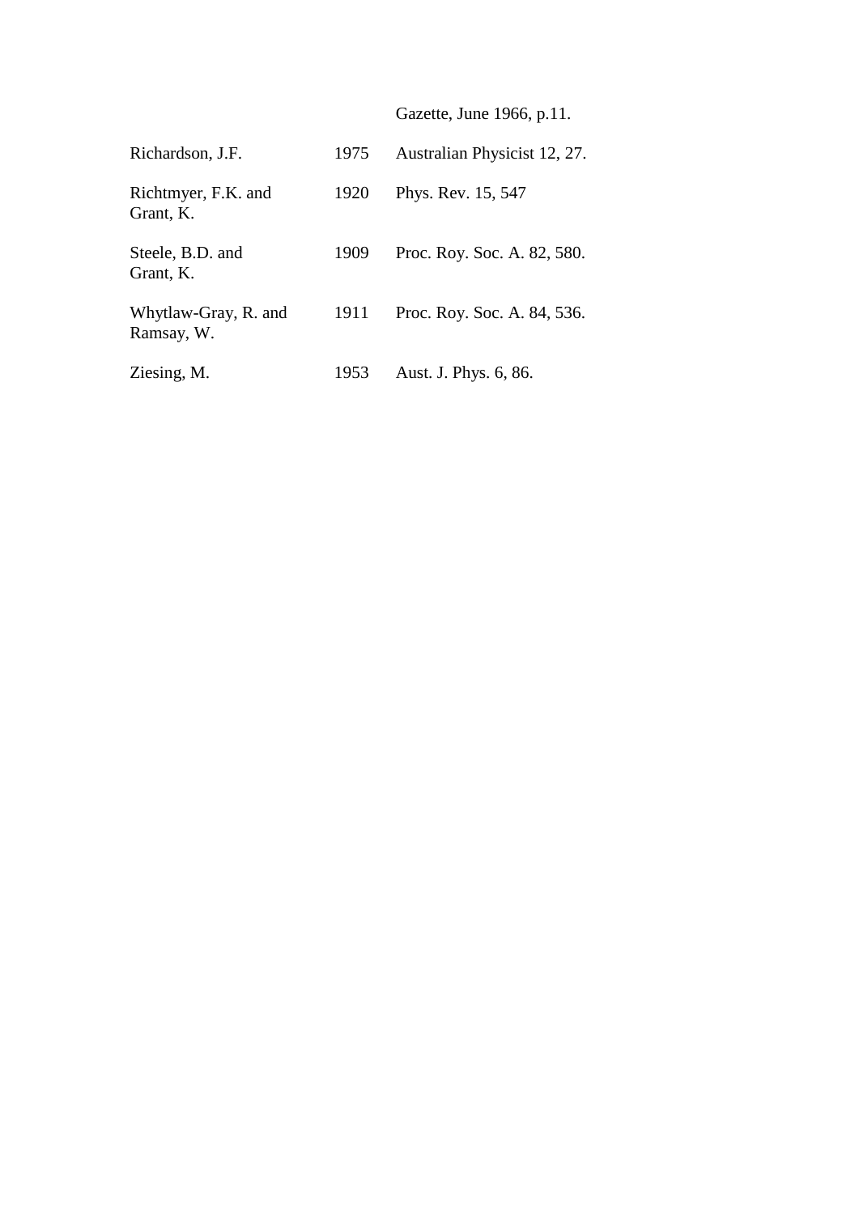| | | |
|---|---|---|
| | | Gazette, June 1966, p.11. |
| Richardson, J.F. | 1975 | Australian Physicist 12, 27. |
| Richtmyer, F.K. and Grant, K. | 1920 | Phys. Rev. 15, 547 |
| Steele, B.D. and Grant, K. | 1909 | Proc. Roy. Soc. A. 82, 580. |
| Whytlaw-Gray, R. and Ramsay, W. | 1911 | Proc. Roy. Soc. A. 84, 536. |
| Ziesing, M. | 1953 | Aust. J. Phys. 6, 86. |